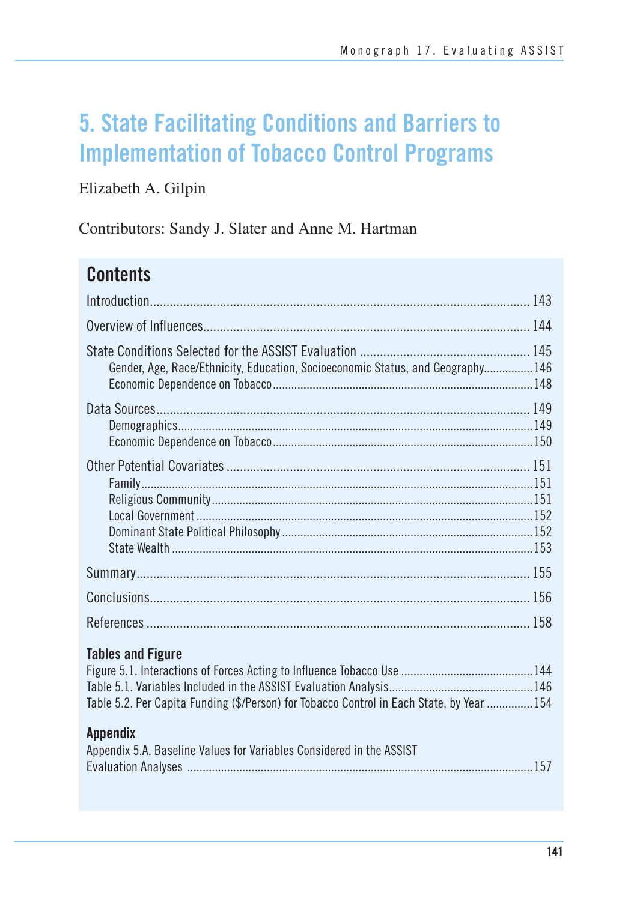# 5. State Facilitating Conditions and Barriers to Implementation of Tobacco Control Programs

Elizabeth A. Gilpin

Contributors: Sandy J. Slater and Anne M. Hartman

## Contents

Introduction .......... 143

Overview of Influences .......... 144

State Conditions Selected for the ASSIST Evaluation .......... 145
- Gender, Age, Race/Ethnicity, Education, Socioeconomic Status, and Geography .......... 146
- Economic Dependence on Tobacco .......... 148

Data Sources .......... 149
- Demographics .......... 149
- Economic Dependence on Tobacco .......... 150

Other Potential Covariates .......... 151
- Family .......... 151
- Religious Community .......... 151
- Local Government .......... 152
- Dominant State Political Philosophy .......... 152
- State Wealth .......... 153

Summary .......... 155

Conclusions .......... 156

References .......... 158

### Tables and Figure

Figure 5.1. Interactions of Forces Acting to Influence Tobacco Use .......... 144

Table 5.1. Variables Included in the ASSIST Evaluation Analysis .......... 146

Table 5.2. Per Capita Funding ($/Person) for Tobacco Control in Each State, by Year .......... 154

### Appendix

Appendix 5.A. Baseline Values for Variables Considered in the ASSIST Evaluation Analyses .......... 157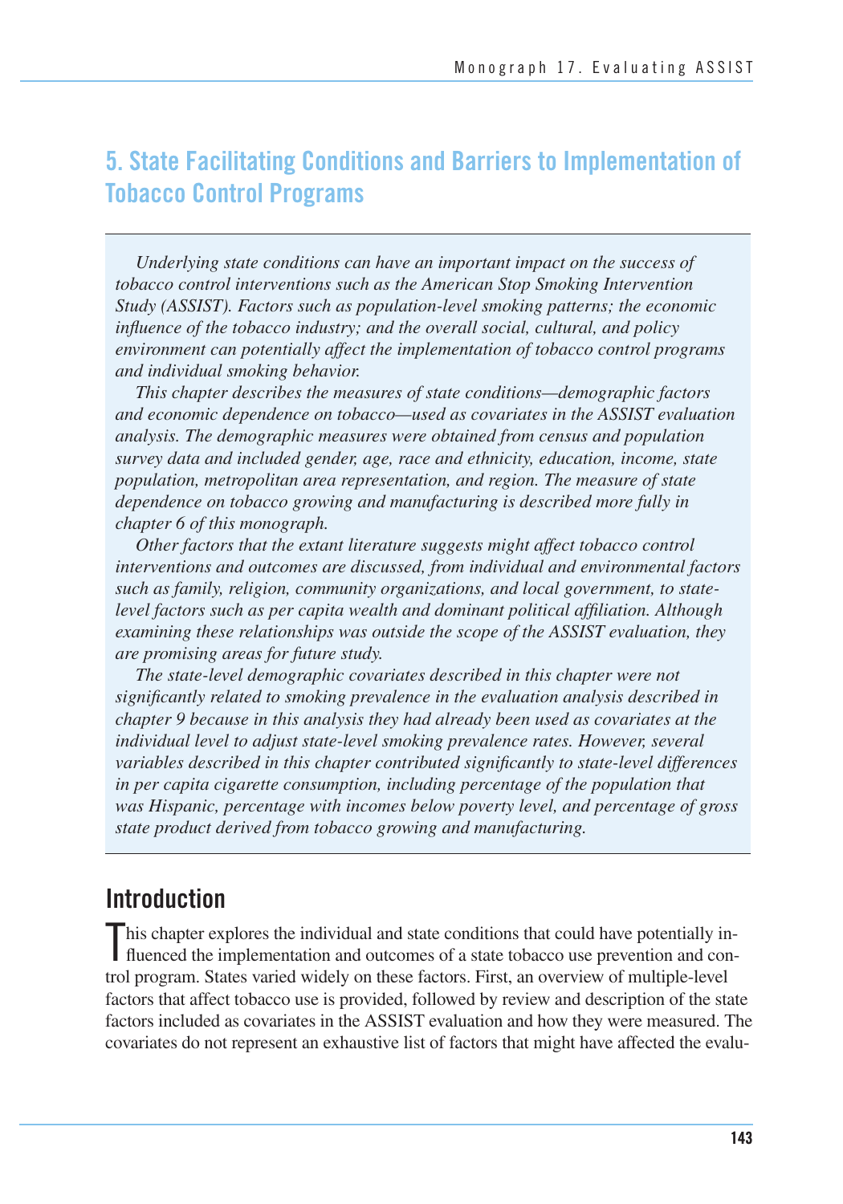# 5. State Facilitating Conditions and Barriers to Implementation of Tobacco Control Programs

*Underlying state conditions can have an important impact on the success of tobacco control interventions such as the American Stop Smoking Intervention Study (ASSIST). Factors such as population-level smoking patterns; the economic influence of the tobacco industry; and the overall social, cultural, and policy environment can potentially affect the implementation of tobacco control programs and individual smoking behavior.*

*This chapter describes the measures of state conditions—demographic factors and economic dependence on tobacco—used as covariates in the ASSIST evaluation analysis. The demographic measures were obtained from census and population survey data and included gender, age, race and ethnicity, education, income, state population, metropolitan area representation, and region. The measure of state dependence on tobacco growing and manufacturing is described more fully in chapter 6 of this monograph.*

*Other factors that the extant literature suggests might affect tobacco control interventions and outcomes are discussed, from individual and environmental factors such as family, religion, community organizations, and local government, to state-level factors such as per capita wealth and dominant political affiliation. Although examining these relationships was outside the scope of the ASSIST evaluation, they are promising areas for future study.*

*The state-level demographic covariates described in this chapter were not significantly related to smoking prevalence in the evaluation analysis described in chapter 9 because in this analysis they had already been used as covariates at the individual level to adjust state-level smoking prevalence rates. However, several variables described in this chapter contributed significantly to state-level differences in per capita cigarette consumption, including percentage of the population that was Hispanic, percentage with incomes below poverty level, and percentage of gross state product derived from tobacco growing and manufacturing.*

## Introduction

This chapter explores the individual and state conditions that could have potentially influenced the implementation and outcomes of a state tobacco use prevention and control program. States varied widely on these factors. First, an overview of multiple-level factors that affect tobacco use is provided, followed by review and description of the state factors included as covariates in the ASSIST evaluation and how they were measured. The covariates do not represent an exhaustive list of factors that might have affected the evalu-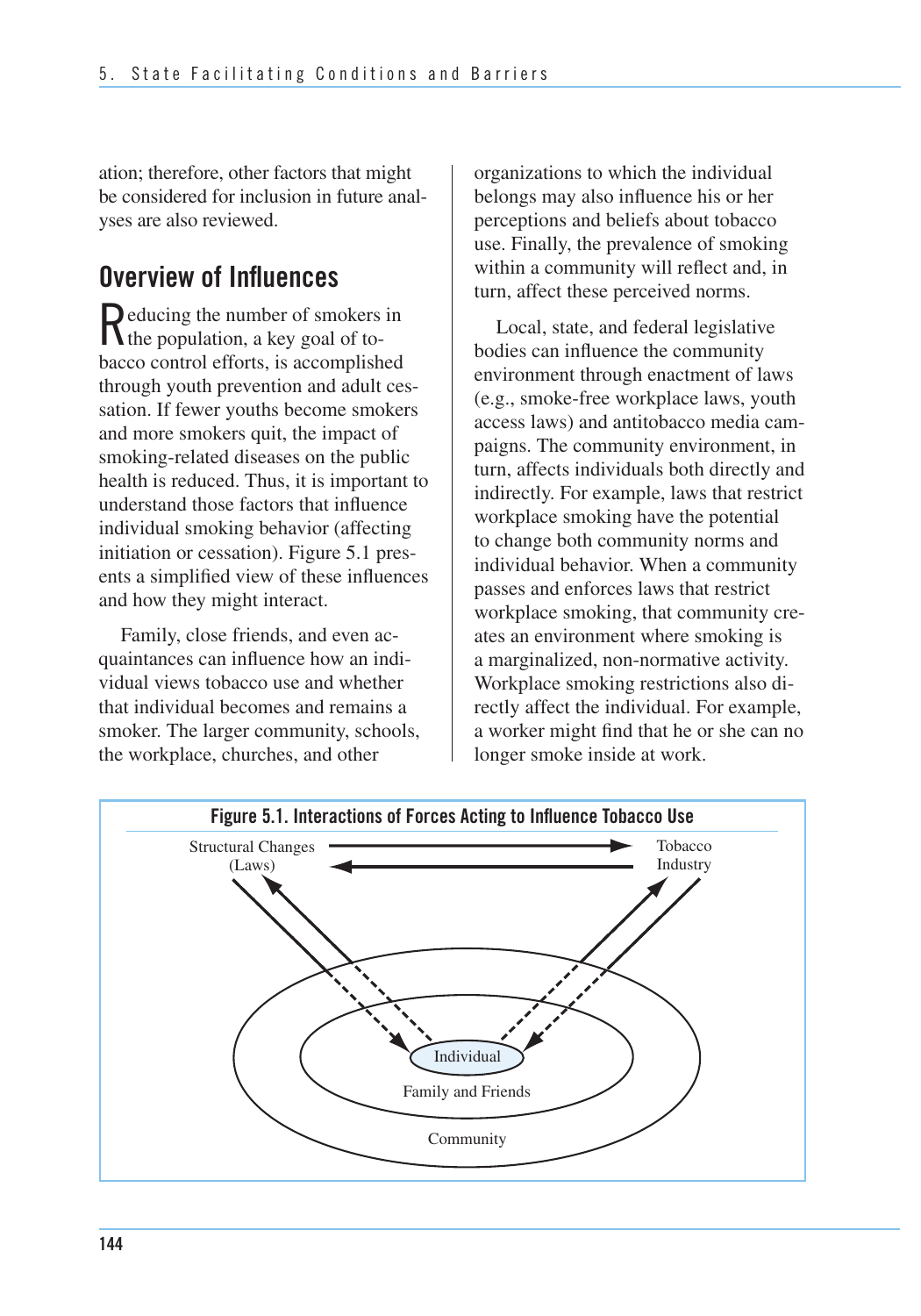ation; therefore, other factors that might be considered for inclusion in future analyses are also reviewed.

## Overview of Influences

Reducing the number of smokers in the population, a key goal of tobacco control efforts, is accomplished through youth prevention and adult cessation. If fewer youths become smokers and more smokers quit, the impact of smoking-related diseases on the public health is reduced. Thus, it is important to understand those factors that influence individual smoking behavior (affecting initiation or cessation). Figure 5.1 presents a simplified view of these influences and how they might interact.

Family, close friends, and even acquaintances can influence how an individual views tobacco use and whether that individual becomes and remains a smoker. The larger community, schools, the workplace, churches, and other organizations to which the individual belongs may also influence his or her perceptions and beliefs about tobacco use. Finally, the prevalence of smoking within a community will reflect and, in turn, affect these perceived norms.

Local, state, and federal legislative bodies can influence the community environment through enactment of laws (e.g., smoke-free workplace laws, youth access laws) and antitobacco media campaigns. The community environment, in turn, affects individuals both directly and indirectly. For example, laws that restrict workplace smoking have the potential to change both community norms and individual behavior. When a community passes and enforces laws that restrict workplace smoking, that community creates an environment where smoking is a marginalized, non-normative activity. Workplace smoking restrictions also directly affect the individual. For example, a worker might find that he or she can no longer smoke inside at work.

**Figure 5.1. Interactions of Forces Acting to Influence Tobacco Use**

Structural Changes (Laws) — Tobacco Industry — Individual — Family and Friends — Community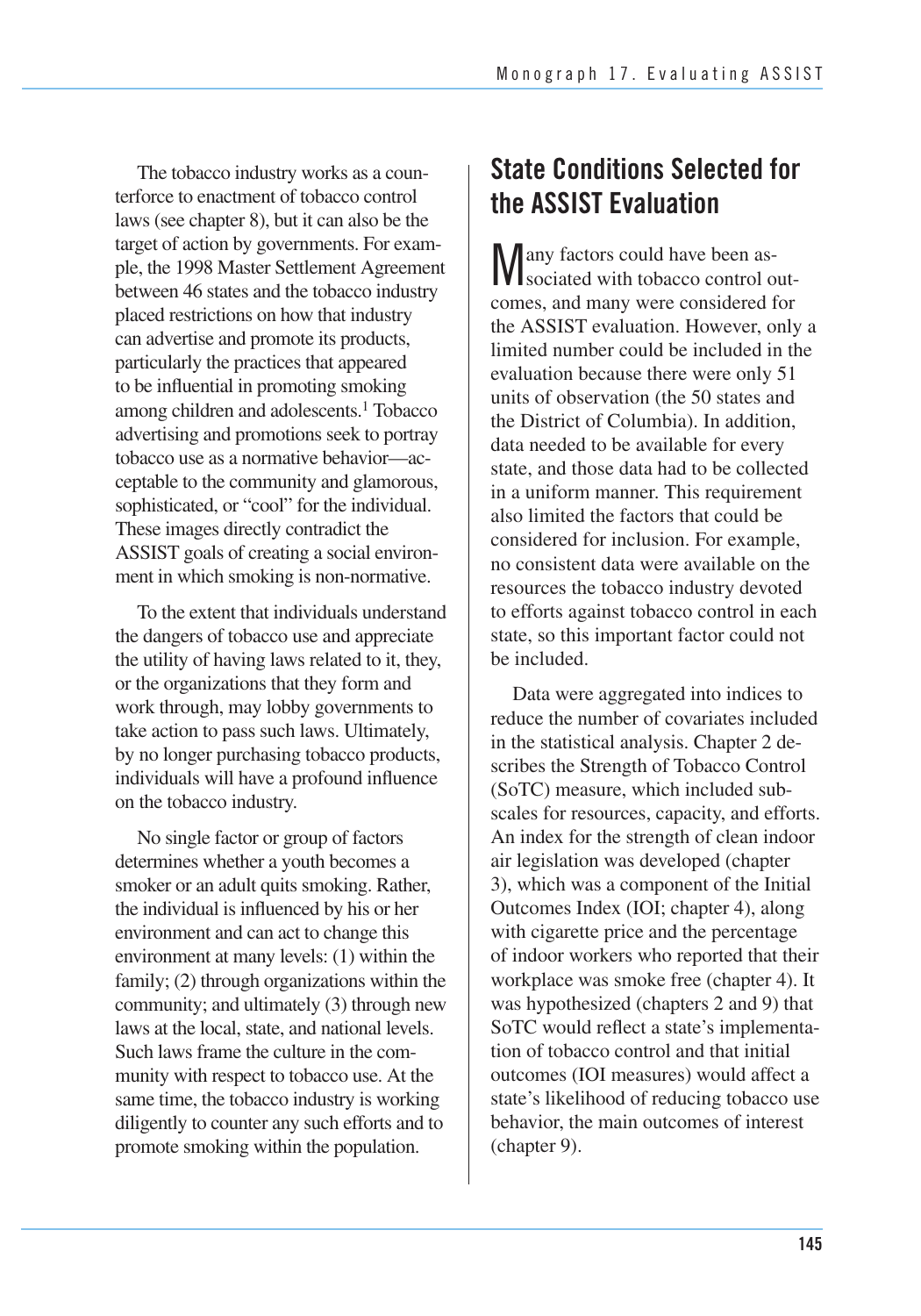The tobacco industry works as a counterforce to enactment of tobacco control laws (see chapter 8), but it can also be the target of action by governments. For example, the 1998 Master Settlement Agreement between 46 states and the tobacco industry placed restrictions on how that industry can advertise and promote its products, particularly the practices that appeared to be influential in promoting smoking among children and adolescents.[1] Tobacco advertising and promotions seek to portray tobacco use as a normative behavior—acceptable to the community and glamorous, sophisticated, or "cool" for the individual. These images directly contradict the ASSIST goals of creating a social environment in which smoking is non-normative.

To the extent that individuals understand the dangers of tobacco use and appreciate the utility of having laws related to it, they, or the organizations that they form and work through, may lobby governments to take action to pass such laws. Ultimately, by no longer purchasing tobacco products, individuals will have a profound influence on the tobacco industry.

No single factor or group of factors determines whether a youth becomes a smoker or an adult quits smoking. Rather, the individual is influenced by his or her environment and can act to change this environment at many levels: (1) within the family; (2) through organizations within the community; and ultimately (3) through new laws at the local, state, and national levels. Such laws frame the culture in the community with respect to tobacco use. At the same time, the tobacco industry is working diligently to counter any such efforts and to promote smoking within the population.

## State Conditions Selected for the ASSIST Evaluation

Many factors could have been associated with tobacco control outcomes, and many were considered for the ASSIST evaluation. However, only a limited number could be included in the evaluation because there were only 51 units of observation (the 50 states and the District of Columbia). In addition, data needed to be available for every state, and those data had to be collected in a uniform manner. This requirement also limited the factors that could be considered for inclusion. For example, no consistent data were available on the resources the tobacco industry devoted to efforts against tobacco control in each state, so this important factor could not be included.

Data were aggregated into indices to reduce the number of covariates included in the statistical analysis. Chapter 2 describes the Strength of Tobacco Control (SoTC) measure, which included subscales for resources, capacity, and efforts. An index for the strength of clean indoor air legislation was developed (chapter 3), which was a component of the Initial Outcomes Index (IOI; chapter 4), along with cigarette price and the percentage of indoor workers who reported that their workplace was smoke free (chapter 4). It was hypothesized (chapters 2 and 9) that SoTC would reflect a state's implementation of tobacco control and that initial outcomes (IOI measures) would affect a state's likelihood of reducing tobacco use behavior, the main outcomes of interest (chapter 9).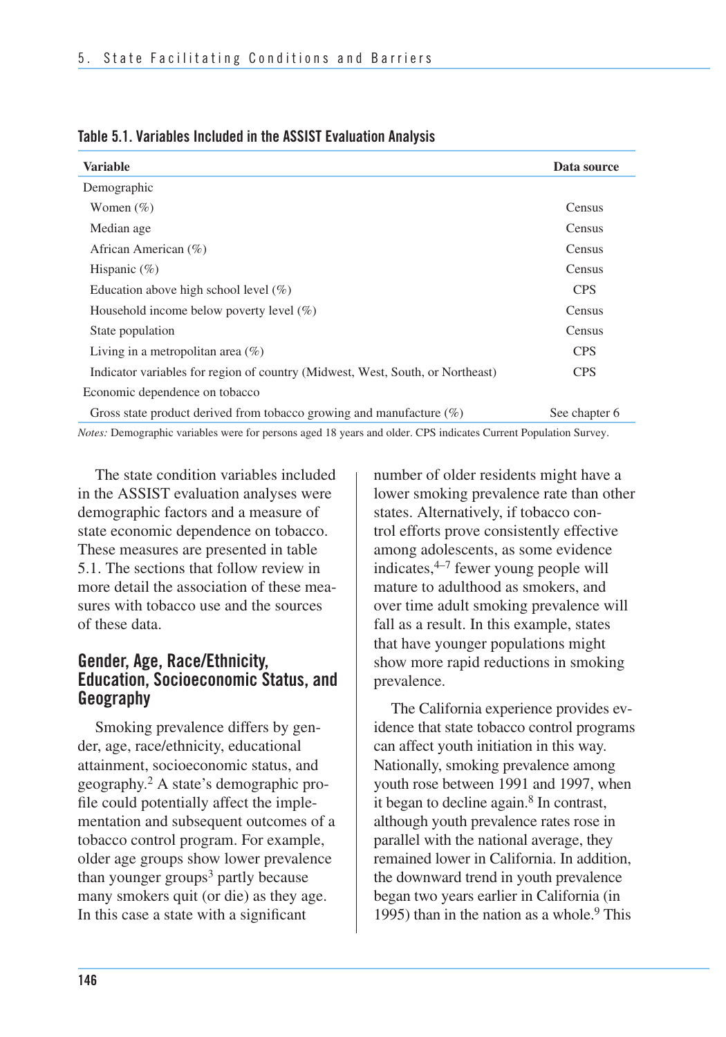**Table 5.1. Variables Included in the ASSIST Evaluation Analysis**

| Variable | Data source |
|---|---|
| Demographic | |
| Women (%) | Census |
| Median age | Census |
| African American (%) | Census |
| Hispanic (%) | Census |
| Education above high school level (%) | CPS |
| Household income below poverty level (%) | Census |
| State population | Census |
| Living in a metropolitan area (%) | CPS |
| Indicator variables for region of country (Midwest, West, South, or Northeast) | CPS |
| Economic dependence on tobacco | |
| Gross state product derived from tobacco growing and manufacture (%) | See chapter 6 |

*Notes:* Demographic variables were for persons aged 18 years and older. CPS indicates Current Population Survey.

The state condition variables included in the ASSIST evaluation analyses were demographic factors and a measure of state economic dependence on tobacco. These measures are presented in table 5.1. The sections that follow review in more detail the association of these measures with tobacco use and the sources of these data.

## Gender, Age, Race/Ethnicity, Education, Socioeconomic Status, and Geography

Smoking prevalence differs by gender, age, race/ethnicity, educational attainment, socioeconomic status, and geography.[2] A state's demographic profile could potentially affect the implementation and subsequent outcomes of a tobacco control program. For example, older age groups show lower prevalence than younger groups[3] partly because many smokers quit (or die) as they age. In this case a state with a significant number of older residents might have a lower smoking prevalence rate than other states. Alternatively, if tobacco control efforts prove consistently effective among adolescents, as some evidence indicates,[4–7] fewer young people will mature to adulthood as smokers, and over time adult smoking prevalence will fall as a result. In this example, states that have younger populations might show more rapid reductions in smoking prevalence.

The California experience provides evidence that state tobacco control programs can affect youth initiation in this way. Nationally, smoking prevalence among youth rose between 1991 and 1997, when it began to decline again.[8] In contrast, although youth prevalence rates rose in parallel with the national average, they remained lower in California. In addition, the downward trend in youth prevalence began two years earlier in California (in 1995) than in the nation as a whole.[9] This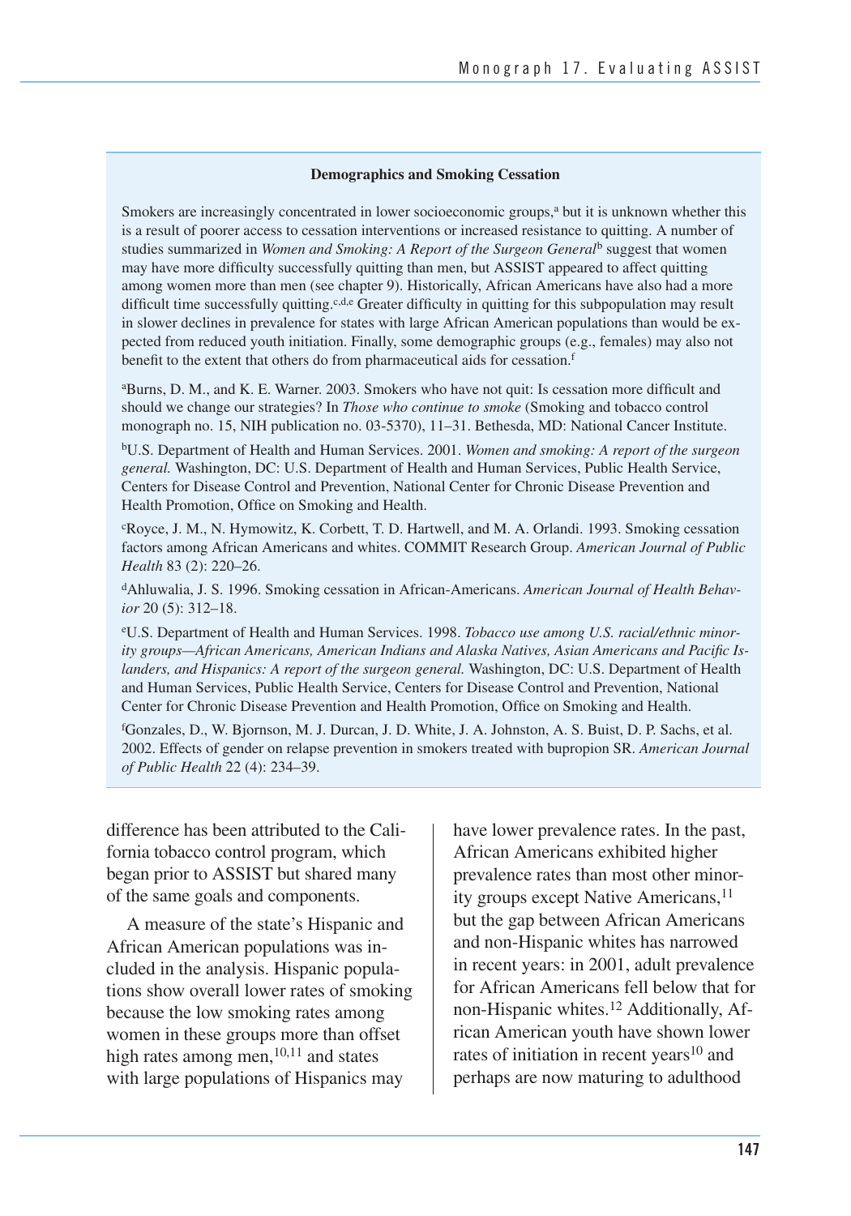**Demographics and Smoking Cessation**

Smokers are increasingly concentrated in lower socioeconomic groups,[a] but it is unknown whether this is a result of poorer access to cessation interventions or increased resistance to quitting. A number of studies summarized in *Women and Smoking: A Report of the Surgeon General*[b] suggest that women may have more difficulty successfully quitting than men, but ASSIST appeared to affect quitting among women more than men (see chapter 9). Historically, African Americans have also had a more difficult time successfully quitting.[c,d,e] Greater difficulty in quitting for this subpopulation may result in slower declines in prevalence for states with large African American populations than would be expected from reduced youth initiation. Finally, some demographic groups (e.g., females) may also not benefit to the extent that others do from pharmaceutical aids for cessation.[f]

[a]Burns, D. M., and K. E. Warner. 2003. Smokers who have not quit: Is cessation more difficult and should we change our strategies? In *Those who continue to smoke* (Smoking and tobacco control monograph no. 15, NIH publication no. 03-5370), 11–31. Bethesda, MD: National Cancer Institute.

[b]U.S. Department of Health and Human Services. 2001. *Women and smoking: A report of the surgeon general.* Washington, DC: U.S. Department of Health and Human Services, Public Health Service, Centers for Disease Control and Prevention, National Center for Chronic Disease Prevention and Health Promotion, Office on Smoking and Health.

[c]Royce, J. M., N. Hymowitz, K. Corbett, T. D. Hartwell, and M. A. Orlandi. 1993. Smoking cessation factors among African Americans and whites. COMMIT Research Group. *American Journal of Public Health* 83 (2): 220–26.

[d]Ahluwalia, J. S. 1996. Smoking cessation in African-Americans. *American Journal of Health Behavior* 20 (5): 312–18.

[e]U.S. Department of Health and Human Services. 1998. *Tobacco use among U.S. racial/ethnic minority groups—African Americans, American Indians and Alaska Natives, Asian Americans and Pacific Islanders, and Hispanics: A report of the surgeon general.* Washington, DC: U.S. Department of Health and Human Services, Public Health Service, Centers for Disease Control and Prevention, National Center for Chronic Disease Prevention and Health Promotion, Office on Smoking and Health.

[f]Gonzales, D., W. Bjornson, M. J. Durcan, J. D. White, J. A. Johnston, A. S. Buist, D. P. Sachs, et al. 2002. Effects of gender on relapse prevention in smokers treated with bupropion SR. *American Journal of Public Health* 22 (4): 234–39.

difference has been attributed to the California tobacco control program, which began prior to ASSIST but shared many of the same goals and components.

A measure of the state's Hispanic and African American populations was included in the analysis. Hispanic populations show overall lower rates of smoking because the low smoking rates among women in these groups more than offset high rates among men,[10,11] and states with large populations of Hispanics may have lower prevalence rates. In the past, African Americans exhibited higher prevalence rates than most other minority groups except Native Americans,[11] but the gap between African Americans and non-Hispanic whites has narrowed in recent years: in 2001, adult prevalence for African Americans fell below that for non-Hispanic whites.[12] Additionally, African American youth have shown lower rates of initiation in recent years[10] and perhaps are now maturing to adulthood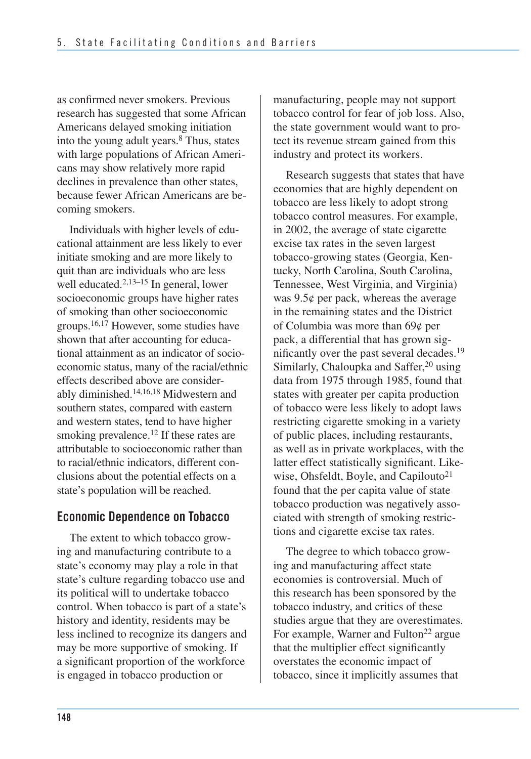as confirmed never smokers. Previous research has suggested that some African Americans delayed smoking initiation into the young adult years.[8] Thus, states with large populations of African Americans may show relatively more rapid declines in prevalence than other states, because fewer African Americans are becoming smokers.

Individuals with higher levels of educational attainment are less likely to ever initiate smoking and are more likely to quit than are individuals who are less well educated.[2,13–15] In general, lower socioeconomic groups have higher rates of smoking than other socioeconomic groups.[16,17] However, some studies have shown that after accounting for educational attainment as an indicator of socioeconomic status, many of the racial/ethnic effects described above are considerably diminished.[14,16,18] Midwestern and southern states, compared with eastern and western states, tend to have higher smoking prevalence.[12] If these rates are attributable to socioeconomic rather than to racial/ethnic indicators, different conclusions about the potential effects on a state's population will be reached.

## Economic Dependence on Tobacco

The extent to which tobacco growing and manufacturing contribute to a state's economy may play a role in that state's culture regarding tobacco use and its political will to undertake tobacco control. When tobacco is part of a state's history and identity, residents may be less inclined to recognize its dangers and may be more supportive of smoking. If a significant proportion of the workforce is engaged in tobacco production or manufacturing, people may not support tobacco control for fear of job loss. Also, the state government would want to protect its revenue stream gained from this industry and protect its workers.

Research suggests that states that have economies that are highly dependent on tobacco are less likely to adopt strong tobacco control measures. For example, in 2002, the average of state cigarette excise tax rates in the seven largest tobacco-growing states (Georgia, Kentucky, North Carolina, South Carolina, Tennessee, West Virginia, and Virginia) was 9.5¢ per pack, whereas the average in the remaining states and the District of Columbia was more than 69¢ per pack, a differential that has grown significantly over the past several decades.[19] Similarly, Chaloupka and Saffer,[20] using data from 1975 through 1985, found that states with greater per capita production of tobacco were less likely to adopt laws restricting cigarette smoking in a variety of public places, including restaurants, as well as in private workplaces, with the latter effect statistically significant. Likewise, Ohsfeldt, Boyle, and Capilouto[21] found that the per capita value of state tobacco production was negatively associated with strength of smoking restrictions and cigarette excise tax rates.

The degree to which tobacco growing and manufacturing affect state economies is controversial. Much of this research has been sponsored by the tobacco industry, and critics of these studies argue that they are overestimates. For example, Warner and Fulton[22] argue that the multiplier effect significantly overstates the economic impact of tobacco, since it implicitly assumes that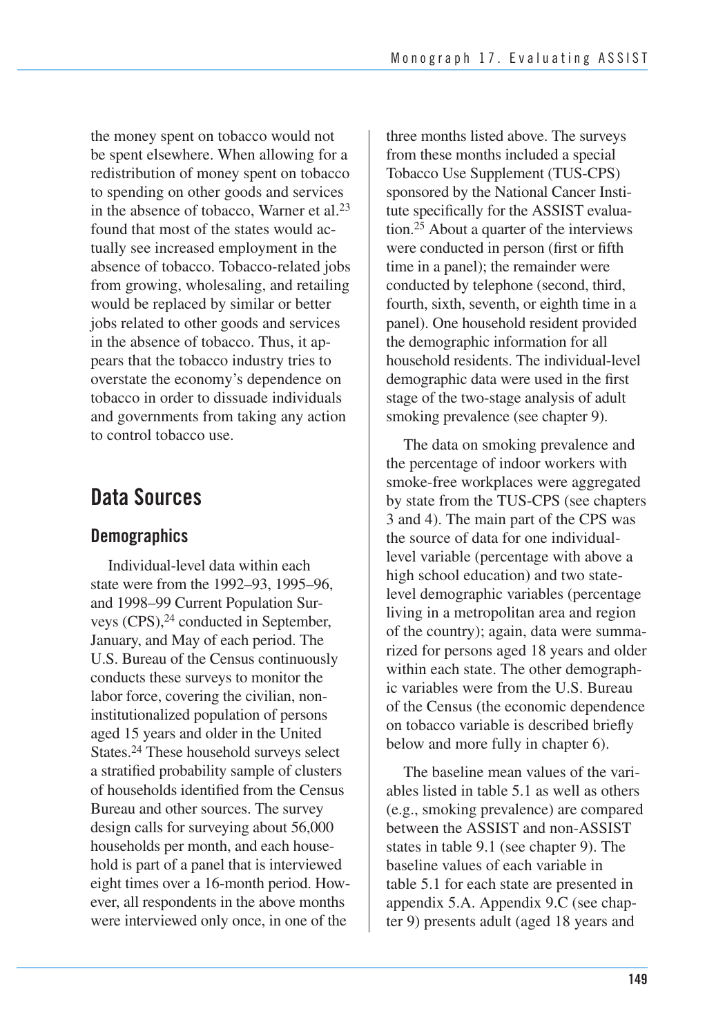the money spent on tobacco would not be spent elsewhere. When allowing for a redistribution of money spent on tobacco to spending on other goods and services in the absence of tobacco, Warner et al.[23] found that most of the states would actually see increased employment in the absence of tobacco. Tobacco-related jobs from growing, wholesaling, and retailing would be replaced by similar or better jobs related to other goods and services in the absence of tobacco. Thus, it appears that the tobacco industry tries to overstate the economy's dependence on tobacco in order to dissuade individuals and governments from taking any action to control tobacco use.

## Data Sources

### Demographics

Individual-level data within each state were from the 1992–93, 1995–96, and 1998–99 Current Population Surveys (CPS),[24] conducted in September, January, and May of each period. The U.S. Bureau of the Census continuously conducts these surveys to monitor the labor force, covering the civilian, noninstitutionalized population of persons aged 15 years and older in the United States.[24] These household surveys select a stratified probability sample of clusters of households identified from the Census Bureau and other sources. The survey design calls for surveying about 56,000 households per month, and each household is part of a panel that is interviewed eight times over a 16-month period. However, all respondents in the above months were interviewed only once, in one of the three months listed above. The surveys from these months included a special Tobacco Use Supplement (TUS-CPS) sponsored by the National Cancer Institute specifically for the ASSIST evaluation.[25] About a quarter of the interviews were conducted in person (first or fifth time in a panel); the remainder were conducted by telephone (second, third, fourth, sixth, seventh, or eighth time in a panel). One household resident provided the demographic information for all household residents. The individual-level demographic data were used in the first stage of the two-stage analysis of adult smoking prevalence (see chapter 9).

The data on smoking prevalence and the percentage of indoor workers with smoke-free workplaces were aggregated by state from the TUS-CPS (see chapters 3 and 4). The main part of the CPS was the source of data for one individual-level variable (percentage with above a high school education) and two state-level demographic variables (percentage living in a metropolitan area and region of the country); again, data were summarized for persons aged 18 years and older within each state. The other demographic variables were from the U.S. Bureau of the Census (the economic dependence on tobacco variable is described briefly below and more fully in chapter 6).

The baseline mean values of the variables listed in table 5.1 as well as others (e.g., smoking prevalence) are compared between the ASSIST and non-ASSIST states in table 9.1 (see chapter 9). The baseline values of each variable in table 5.1 for each state are presented in appendix 5.A. Appendix 9.C (see chapter 9) presents adult (aged 18 years and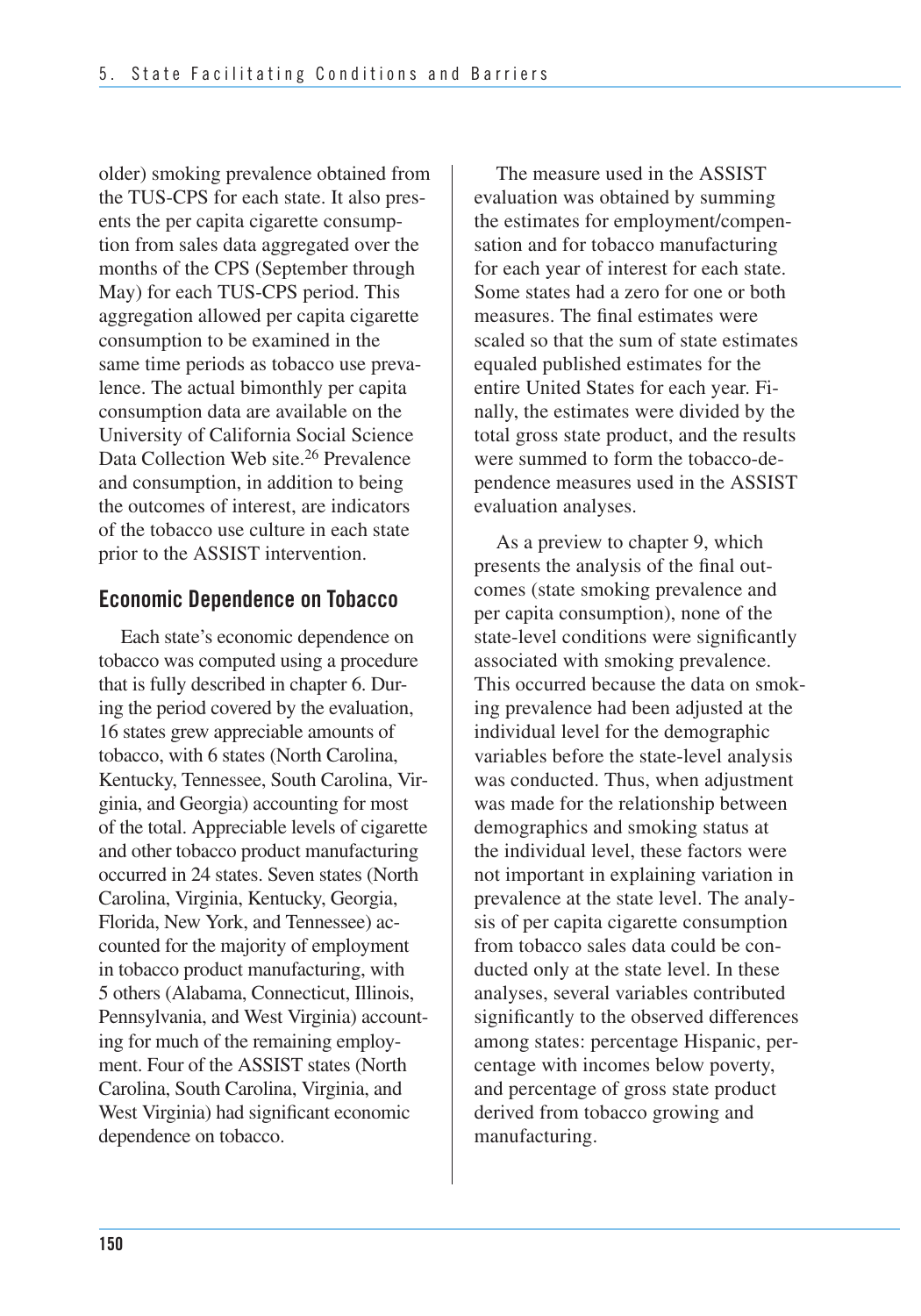older) smoking prevalence obtained from the TUS-CPS for each state. It also presents the per capita cigarette consumption from sales data aggregated over the months of the CPS (September through May) for each TUS-CPS period. This aggregation allowed per capita cigarette consumption to be examined in the same time periods as tobacco use prevalence. The actual bimonthly per capita consumption data are available on the University of California Social Science Data Collection Web site.[26] Prevalence and consumption, in addition to being the outcomes of interest, are indicators of the tobacco use culture in each state prior to the ASSIST intervention.

## Economic Dependence on Tobacco

Each state's economic dependence on tobacco was computed using a procedure that is fully described in chapter 6. During the period covered by the evaluation, 16 states grew appreciable amounts of tobacco, with 6 states (North Carolina, Kentucky, Tennessee, South Carolina, Virginia, and Georgia) accounting for most of the total. Appreciable levels of cigarette and other tobacco product manufacturing occurred in 24 states. Seven states (North Carolina, Virginia, Kentucky, Georgia, Florida, New York, and Tennessee) accounted for the majority of employment in tobacco product manufacturing, with 5 others (Alabama, Connecticut, Illinois, Pennsylvania, and West Virginia) accounting for much of the remaining employment. Four of the ASSIST states (North Carolina, South Carolina, Virginia, and West Virginia) had significant economic dependence on tobacco.

The measure used in the ASSIST evaluation was obtained by summing the estimates for employment/compensation and for tobacco manufacturing for each year of interest for each state. Some states had a zero for one or both measures. The final estimates were scaled so that the sum of state estimates equaled published estimates for the entire United States for each year. Finally, the estimates were divided by the total gross state product, and the results were summed to form the tobacco-dependence measures used in the ASSIST evaluation analyses.

As a preview to chapter 9, which presents the analysis of the final outcomes (state smoking prevalence and per capita consumption), none of the state-level conditions were significantly associated with smoking prevalence. This occurred because the data on smoking prevalence had been adjusted at the individual level for the demographic variables before the state-level analysis was conducted. Thus, when adjustment was made for the relationship between demographics and smoking status at the individual level, these factors were not important in explaining variation in prevalence at the state level. The analysis of per capita cigarette consumption from tobacco sales data could be conducted only at the state level. In these analyses, several variables contributed significantly to the observed differences among states: percentage Hispanic, percentage with incomes below poverty, and percentage of gross state product derived from tobacco growing and manufacturing.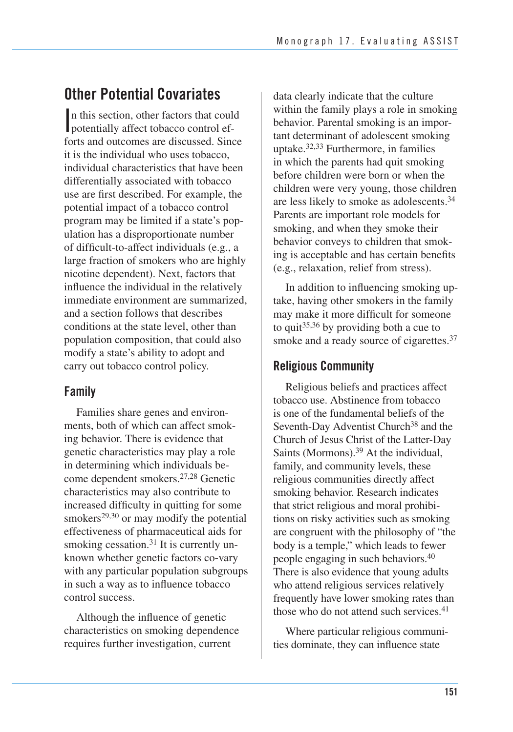## Other Potential Covariates

In this section, other factors that could potentially affect tobacco control efforts and outcomes are discussed. Since it is the individual who uses tobacco, individual characteristics that have been differentially associated with tobacco use are first described. For example, the potential impact of a tobacco control program may be limited if a state's population has a disproportionate number of difficult-to-affect individuals (e.g., a large fraction of smokers who are highly nicotine dependent). Next, factors that influence the individual in the relatively immediate environment are summarized, and a section follows that describes conditions at the state level, other than population composition, that could also modify a state's ability to adopt and carry out tobacco control policy.

### Family

Families share genes and environments, both of which can affect smoking behavior. There is evidence that genetic characteristics may play a role in determining which individuals become dependent smokers.[27,28] Genetic characteristics may also contribute to increased difficulty in quitting for some smokers[29,30] or may modify the potential effectiveness of pharmaceutical aids for smoking cessation.[31] It is currently unknown whether genetic factors co-vary with any particular population subgroups in such a way as to influence tobacco control success.

Although the influence of genetic characteristics on smoking dependence requires further investigation, current data clearly indicate that the culture within the family plays a role in smoking behavior. Parental smoking is an important determinant of adolescent smoking uptake.[32,33] Furthermore, in families in which the parents had quit smoking before children were born or when the children were very young, those children are less likely to smoke as adolescents.[34] Parents are important role models for smoking, and when they smoke their behavior conveys to children that smoking is acceptable and has certain benefits (e.g., relaxation, relief from stress).

In addition to influencing smoking uptake, having other smokers in the family may make it more difficult for someone to quit[35,36] by providing both a cue to smoke and a ready source of cigarettes.[37]

### Religious Community

Religious beliefs and practices affect tobacco use. Abstinence from tobacco is one of the fundamental beliefs of the Seventh-Day Adventist Church[38] and the Church of Jesus Christ of the Latter-Day Saints (Mormons).[39] At the individual, family, and community levels, these religious communities directly affect smoking behavior. Research indicates that strict religious and moral prohibitions on risky activities such as smoking are congruent with the philosophy of "the body is a temple," which leads to fewer people engaging in such behaviors.[40] There is also evidence that young adults who attend religious services relatively frequently have lower smoking rates than those who do not attend such services.[41]

Where particular religious communities dominate, they can influence state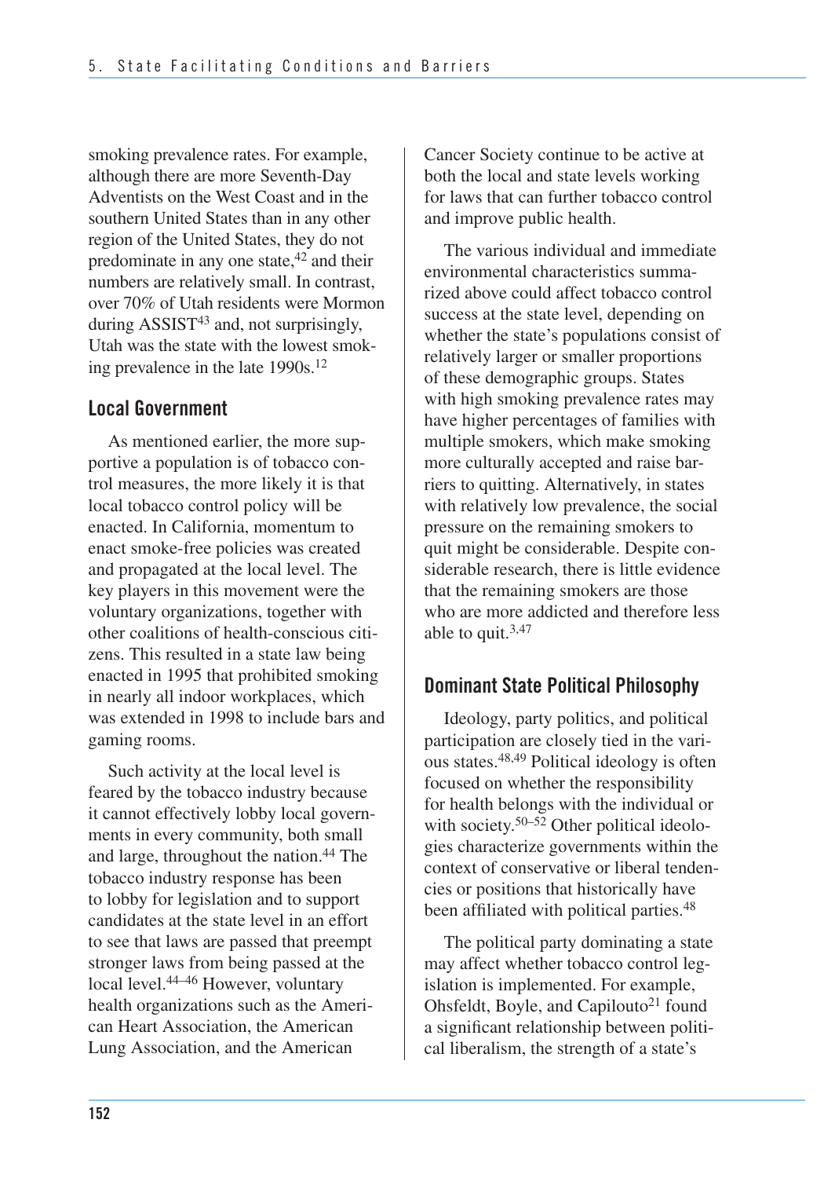smoking prevalence rates. For example, although there are more Seventh-Day Adventists on the West Coast and in the southern United States than in any other region of the United States, they do not predominate in any one state,[42] and their numbers are relatively small. In contrast, over 70% of Utah residents were Mormon during ASSIST[43] and, not surprisingly, Utah was the state with the lowest smoking prevalence in the late 1990s.[12]

## Local Government

As mentioned earlier, the more supportive a population is of tobacco control measures, the more likely it is that local tobacco control policy will be enacted. In California, momentum to enact smoke-free policies was created and propagated at the local level. The key players in this movement were the voluntary organizations, together with other coalitions of health-conscious citizens. This resulted in a state law being enacted in 1995 that prohibited smoking in nearly all indoor workplaces, which was extended in 1998 to include bars and gaming rooms.

Such activity at the local level is feared by the tobacco industry because it cannot effectively lobby local governments in every community, both small and large, throughout the nation.[44] The tobacco industry response has been to lobby for legislation and to support candidates at the state level in an effort to see that laws are passed that preempt stronger laws from being passed at the local level.[44–46] However, voluntary health organizations such as the American Heart Association, the American Lung Association, and the American Cancer Society continue to be active at both the local and state levels working for laws that can further tobacco control and improve public health.

The various individual and immediate environmental characteristics summarized above could affect tobacco control success at the state level, depending on whether the state's populations consist of relatively larger or smaller proportions of these demographic groups. States with high smoking prevalence rates may have higher percentages of families with multiple smokers, which make smoking more culturally accepted and raise barriers to quitting. Alternatively, in states with relatively low prevalence, the social pressure on the remaining smokers to quit might be considerable. Despite considerable research, there is little evidence that the remaining smokers are those who are more addicted and therefore less able to quit.[3,47]

## Dominant State Political Philosophy

Ideology, party politics, and political participation are closely tied in the various states.[48,49] Political ideology is often focused on whether the responsibility for health belongs with the individual or with society.[50–52] Other political ideologies characterize governments within the context of conservative or liberal tendencies or positions that historically have been affiliated with political parties.[48]

The political party dominating a state may affect whether tobacco control legislation is implemented. For example, Ohsfeldt, Boyle, and Capilouto[21] found a significant relationship between political liberalism, the strength of a state's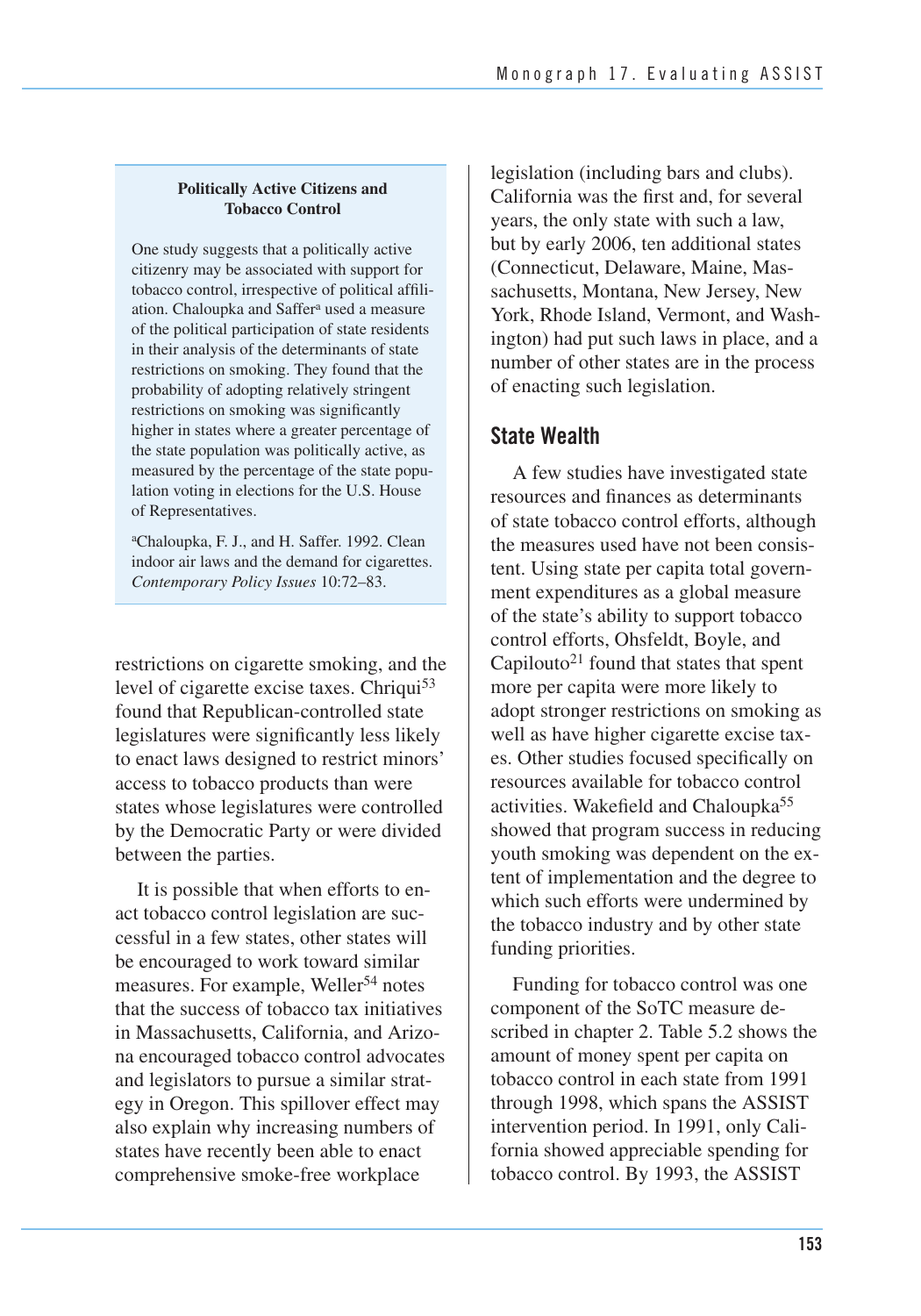**Politically Active Citizens and Tobacco Control**

One study suggests that a politically active citizenry may be associated with support for tobacco control, irrespective of political affiliation. Chaloupka and Saffer[a] used a measure of the political participation of state residents in their analysis of the determinants of state restrictions on smoking. They found that the probability of adopting relatively stringent restrictions on smoking was significantly higher in states where a greater percentage of the state population was politically active, as measured by the percentage of the state population voting in elections for the U.S. House of Representatives.

[a]Chaloupka, F. J., and H. Saffer. 1992. Clean indoor air laws and the demand for cigarettes. *Contemporary Policy Issues* 10:72–83.

restrictions on cigarette smoking, and the level of cigarette excise taxes. Chriqui[53] found that Republican-controlled state legislatures were significantly less likely to enact laws designed to restrict minors' access to tobacco products than were states whose legislatures were controlled by the Democratic Party or were divided between the parties.

It is possible that when efforts to enact tobacco control legislation are successful in a few states, other states will be encouraged to work toward similar measures. For example, Weller[54] notes that the success of tobacco tax initiatives in Massachusetts, California, and Arizona encouraged tobacco control advocates and legislators to pursue a similar strategy in Oregon. This spillover effect may also explain why increasing numbers of states have recently been able to enact comprehensive smoke-free workplace legislation (including bars and clubs). California was the first and, for several years, the only state with such a law, but by early 2006, ten additional states (Connecticut, Delaware, Maine, Massachusetts, Montana, New Jersey, New York, Rhode Island, Vermont, and Washington) had put such laws in place, and a number of other states are in the process of enacting such legislation.

## State Wealth

A few studies have investigated state resources and finances as determinants of state tobacco control efforts, although the measures used have not been consistent. Using state per capita total government expenditures as a global measure of the state's ability to support tobacco control efforts, Ohsfeldt, Boyle, and Capilouto[21] found that states that spent more per capita were more likely to adopt stronger restrictions on smoking as well as have higher cigarette excise taxes. Other studies focused specifically on resources available for tobacco control activities. Wakefield and Chaloupka[55] showed that program success in reducing youth smoking was dependent on the extent of implementation and the degree to which such efforts were undermined by the tobacco industry and by other state funding priorities.

Funding for tobacco control was one component of the SoTC measure described in chapter 2. Table 5.2 shows the amount of money spent per capita on tobacco control in each state from 1991 through 1998, which spans the ASSIST intervention period. In 1991, only California showed appreciable spending for tobacco control. By 1993, the ASSIST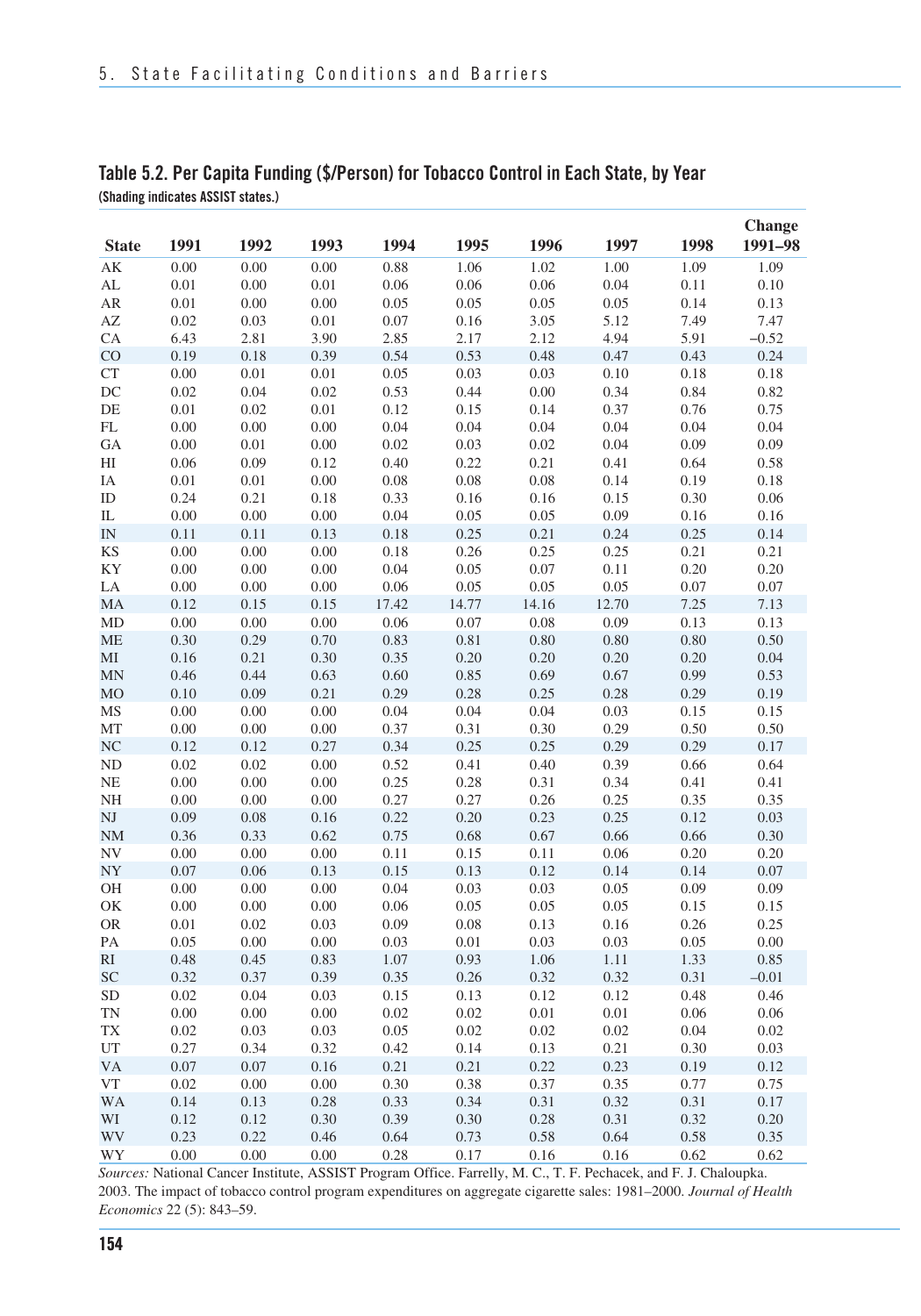## Table 5.2. Per Capita Funding ($/Person) for Tobacco Control in Each State, by Year

**(Shading indicates ASSIST states.)**

| State | 1991 | 1992 | 1993 | 1994 | 1995 | 1996 | 1997 | 1998 | Change 1991–98 |
|---|---|---|---|---|---|---|---|---|---|
| AK | 0.00 | 0.00 | 0.00 | 0.88 | 1.06 | 1.02 | 1.00 | 1.09 | 1.09 |
| AL | 0.01 | 0.00 | 0.01 | 0.06 | 0.06 | 0.06 | 0.04 | 0.11 | 0.10 |
| AR | 0.01 | 0.00 | 0.00 | 0.05 | 0.05 | 0.05 | 0.05 | 0.14 | 0.13 |
| AZ | 0.02 | 0.03 | 0.01 | 0.07 | 0.16 | 3.05 | 5.12 | 7.49 | 7.47 |
| CA | 6.43 | 2.81 | 3.90 | 2.85 | 2.17 | 2.12 | 4.94 | 5.91 | −0.52 |
| CO | 0.19 | 0.18 | 0.39 | 0.54 | 0.53 | 0.48 | 0.47 | 0.43 | 0.24 |
| CT | 0.00 | 0.01 | 0.01 | 0.05 | 0.03 | 0.03 | 0.10 | 0.18 | 0.18 |
| DC | 0.02 | 0.04 | 0.02 | 0.53 | 0.44 | 0.00 | 0.34 | 0.84 | 0.82 |
| DE | 0.01 | 0.02 | 0.01 | 0.12 | 0.15 | 0.14 | 0.37 | 0.76 | 0.75 |
| FL | 0.00 | 0.00 | 0.00 | 0.04 | 0.04 | 0.04 | 0.04 | 0.04 | 0.04 |
| GA | 0.00 | 0.01 | 0.00 | 0.02 | 0.03 | 0.02 | 0.04 | 0.09 | 0.09 |
| HI | 0.06 | 0.09 | 0.12 | 0.40 | 0.22 | 0.21 | 0.41 | 0.64 | 0.58 |
| IA | 0.01 | 0.01 | 0.00 | 0.08 | 0.08 | 0.08 | 0.14 | 0.19 | 0.18 |
| ID | 0.24 | 0.21 | 0.18 | 0.33 | 0.16 | 0.16 | 0.15 | 0.30 | 0.06 |
| IL | 0.00 | 0.00 | 0.00 | 0.04 | 0.05 | 0.05 | 0.09 | 0.16 | 0.16 |
| IN | 0.11 | 0.11 | 0.13 | 0.18 | 0.25 | 0.21 | 0.24 | 0.25 | 0.14 |
| KS | 0.00 | 0.00 | 0.00 | 0.18 | 0.26 | 0.25 | 0.25 | 0.21 | 0.21 |
| KY | 0.00 | 0.00 | 0.00 | 0.04 | 0.05 | 0.07 | 0.11 | 0.20 | 0.20 |
| LA | 0.00 | 0.00 | 0.00 | 0.06 | 0.05 | 0.05 | 0.05 | 0.07 | 0.07 |
| MA | 0.12 | 0.15 | 0.15 | 17.42 | 14.77 | 14.16 | 12.70 | 7.25 | 7.13 |
| MD | 0.00 | 0.00 | 0.00 | 0.06 | 0.07 | 0.08 | 0.09 | 0.13 | 0.13 |
| ME | 0.30 | 0.29 | 0.70 | 0.83 | 0.81 | 0.80 | 0.80 | 0.80 | 0.50 |
| MI | 0.16 | 0.21 | 0.30 | 0.35 | 0.20 | 0.20 | 0.20 | 0.20 | 0.04 |
| MN | 0.46 | 0.44 | 0.63 | 0.60 | 0.85 | 0.69 | 0.67 | 0.99 | 0.53 |
| MO | 0.10 | 0.09 | 0.21 | 0.29 | 0.28 | 0.25 | 0.28 | 0.29 | 0.19 |
| MS | 0.00 | 0.00 | 0.00 | 0.04 | 0.04 | 0.04 | 0.03 | 0.15 | 0.15 |
| MT | 0.00 | 0.00 | 0.00 | 0.37 | 0.31 | 0.30 | 0.29 | 0.50 | 0.50 |
| NC | 0.12 | 0.12 | 0.27 | 0.34 | 0.25 | 0.25 | 0.29 | 0.29 | 0.17 |
| ND | 0.02 | 0.02 | 0.00 | 0.52 | 0.41 | 0.40 | 0.39 | 0.66 | 0.64 |
| NE | 0.00 | 0.00 | 0.00 | 0.25 | 0.28 | 0.31 | 0.34 | 0.41 | 0.41 |
| NH | 0.00 | 0.00 | 0.00 | 0.27 | 0.27 | 0.26 | 0.25 | 0.35 | 0.35 |
| NJ | 0.09 | 0.08 | 0.16 | 0.22 | 0.20 | 0.23 | 0.25 | 0.12 | 0.03 |
| NM | 0.36 | 0.33 | 0.62 | 0.75 | 0.68 | 0.67 | 0.66 | 0.66 | 0.30 |
| NV | 0.00 | 0.00 | 0.00 | 0.11 | 0.15 | 0.11 | 0.06 | 0.20 | 0.20 |
| NY | 0.07 | 0.06 | 0.13 | 0.15 | 0.13 | 0.12 | 0.14 | 0.14 | 0.07 |
| OH | 0.00 | 0.00 | 0.00 | 0.04 | 0.03 | 0.03 | 0.05 | 0.09 | 0.09 |
| OK | 0.00 | 0.00 | 0.00 | 0.06 | 0.05 | 0.05 | 0.05 | 0.15 | 0.15 |
| OR | 0.01 | 0.02 | 0.03 | 0.09 | 0.08 | 0.13 | 0.16 | 0.26 | 0.25 |
| PA | 0.05 | 0.00 | 0.00 | 0.03 | 0.01 | 0.03 | 0.03 | 0.05 | 0.00 |
| RI | 0.48 | 0.45 | 0.83 | 1.07 | 0.93 | 1.06 | 1.11 | 1.33 | 0.85 |
| SC | 0.32 | 0.37 | 0.39 | 0.35 | 0.26 | 0.32 | 0.32 | 0.31 | −0.01 |
| SD | 0.02 | 0.04 | 0.03 | 0.15 | 0.13 | 0.12 | 0.12 | 0.48 | 0.46 |
| TN | 0.00 | 0.00 | 0.00 | 0.02 | 0.02 | 0.01 | 0.01 | 0.06 | 0.06 |
| TX | 0.02 | 0.03 | 0.03 | 0.05 | 0.02 | 0.02 | 0.02 | 0.04 | 0.02 |
| UT | 0.27 | 0.34 | 0.32 | 0.42 | 0.14 | 0.13 | 0.21 | 0.30 | 0.03 |
| VA | 0.07 | 0.07 | 0.16 | 0.21 | 0.21 | 0.22 | 0.23 | 0.19 | 0.12 |
| VT | 0.02 | 0.00 | 0.00 | 0.30 | 0.38 | 0.37 | 0.35 | 0.77 | 0.75 |
| WA | 0.14 | 0.13 | 0.28 | 0.33 | 0.34 | 0.31 | 0.32 | 0.31 | 0.17 |
| WI | 0.12 | 0.12 | 0.30 | 0.39 | 0.30 | 0.28 | 0.31 | 0.32 | 0.20 |
| WV | 0.23 | 0.22 | 0.46 | 0.64 | 0.73 | 0.58 | 0.64 | 0.58 | 0.35 |
| WY | 0.00 | 0.00 | 0.00 | 0.28 | 0.17 | 0.16 | 0.16 | 0.62 | 0.62 |

*Sources:* National Cancer Institute, ASSIST Program Office. Farrelly, M. C., T. F. Pechacek, and F. J. Chaloupka. 2003. The impact of tobacco control program expenditures on aggregate cigarette sales: 1981–2000. *Journal of Health Economics* 22 (5): 843–59.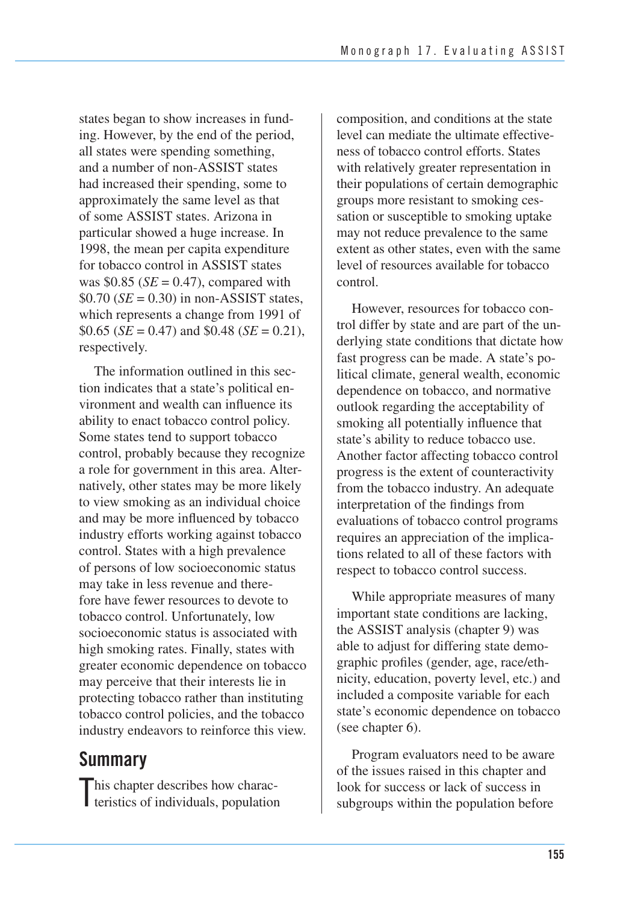states began to show increases in funding. However, by the end of the period, all states were spending something, and a number of non-ASSIST states had increased their spending, some to approximately the same level as that of some ASSIST states. Arizona in particular showed a huge increase. In 1998, the mean per capita expenditure for tobacco control in ASSIST states was \$0.85 ($SE$ = 0.47), compared with \$0.70 ($SE$ = 0.30) in non-ASSIST states, which represents a change from 1991 of \$0.65 ($SE$ = 0.47) and \$0.48 ($SE$ = 0.21), respectively.

The information outlined in this section indicates that a state's political environment and wealth can influence its ability to enact tobacco control policy. Some states tend to support tobacco control, probably because they recognize a role for government in this area. Alternatively, other states may be more likely to view smoking as an individual choice and may be more influenced by tobacco industry efforts working against tobacco control. States with a high prevalence of persons of low socioeconomic status may take in less revenue and therefore have fewer resources to devote to tobacco control. Unfortunately, low socioeconomic status is associated with high smoking rates. Finally, states with greater economic dependence on tobacco may perceive that their interests lie in protecting tobacco rather than instituting tobacco control policies, and the tobacco industry endeavors to reinforce this view.

## Summary

This chapter describes how characteristics of individuals, population composition, and conditions at the state level can mediate the ultimate effectiveness of tobacco control efforts. States with relatively greater representation in their populations of certain demographic groups more resistant to smoking cessation or susceptible to smoking uptake may not reduce prevalence to the same extent as other states, even with the same level of resources available for tobacco control.

However, resources for tobacco control differ by state and are part of the underlying state conditions that dictate how fast progress can be made. A state's political climate, general wealth, economic dependence on tobacco, and normative outlook regarding the acceptability of smoking all potentially influence that state's ability to reduce tobacco use. Another factor affecting tobacco control progress is the extent of counteractivity from the tobacco industry. An adequate interpretation of the findings from evaluations of tobacco control programs requires an appreciation of the implications related to all of these factors with respect to tobacco control success.

While appropriate measures of many important state conditions are lacking, the ASSIST analysis (chapter 9) was able to adjust for differing state demographic profiles (gender, age, race/ethnicity, education, poverty level, etc.) and included a composite variable for each state's economic dependence on tobacco (see chapter 6).

Program evaluators need to be aware of the issues raised in this chapter and look for success or lack of success in subgroups within the population before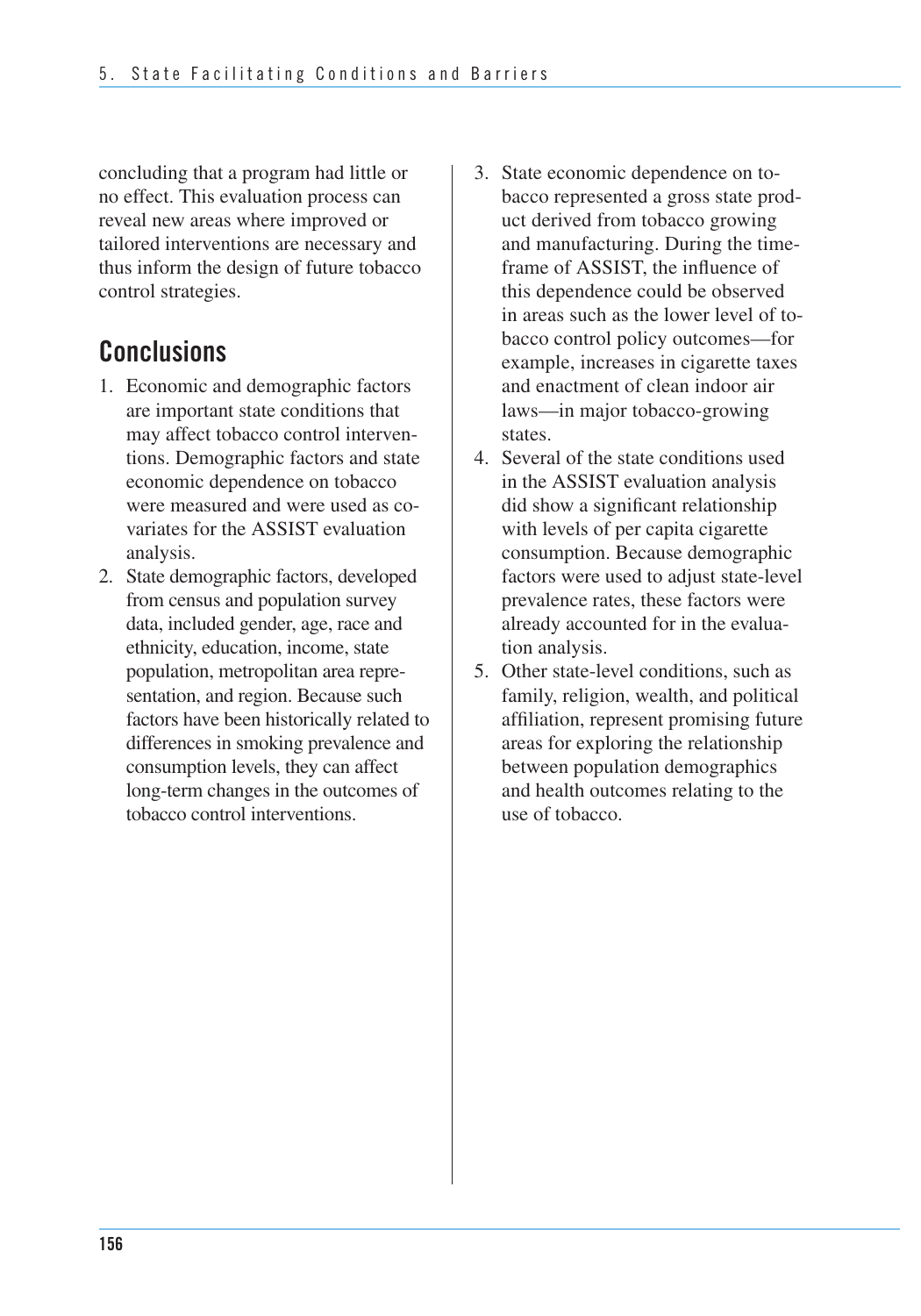concluding that a program had little or no effect. This evaluation process can reveal new areas where improved or tailored interventions are necessary and thus inform the design of future tobacco control strategies.

## Conclusions

1. Economic and demographic factors are important state conditions that may affect tobacco control interventions. Demographic factors and state economic dependence on tobacco were measured and were used as covariates for the ASSIST evaluation analysis.
2. State demographic factors, developed from census and population survey data, included gender, age, race and ethnicity, education, income, state population, metropolitan area representation, and region. Because such factors have been historically related to differences in smoking prevalence and consumption levels, they can affect long-term changes in the outcomes of tobacco control interventions.
3. State economic dependence on tobacco represented a gross state product derived from tobacco growing and manufacturing. During the timeframe of ASSIST, the influence of this dependence could be observed in areas such as the lower level of tobacco control policy outcomes—for example, increases in cigarette taxes and enactment of clean indoor air laws—in major tobacco-growing states.
4. Several of the state conditions used in the ASSIST evaluation analysis did show a significant relationship with levels of per capita cigarette consumption. Because demographic factors were used to adjust state-level prevalence rates, these factors were already accounted for in the evaluation analysis.
5. Other state-level conditions, such as family, religion, wealth, and political affiliation, represent promising future areas for exploring the relationship between population demographics and health outcomes relating to the use of tobacco.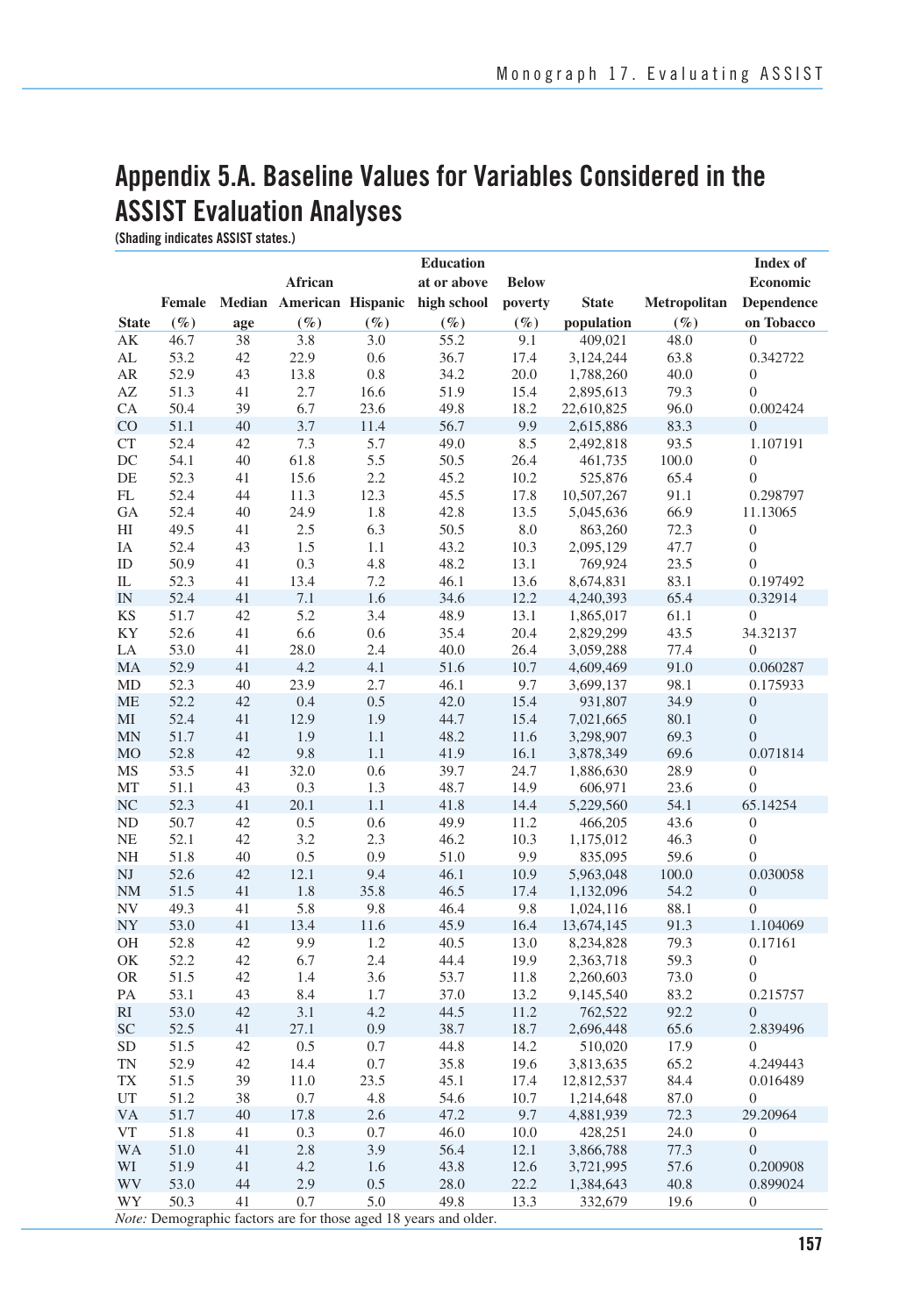# Appendix 5.A. Baseline Values for Variables Considered in the ASSIST Evaluation Analyses

(Shading indicates ASSIST states.)

| State | Female (%) | Median age | African American (%) | Hispanic (%) | Education at or above high school (%) | Below poverty (%) | State population | Metropolitan (%) | Index of Economic Dependence on Tobacco |
|---|---|---|---|---|---|---|---|---|---|
| AK | 46.7 | 38 | 3.8 | 3.0 | 55.2 | 9.1 | 409,021 | 48.0 | 0 |
| AL | 53.2 | 42 | 22.9 | 0.6 | 36.7 | 17.4 | 3,124,244 | 63.8 | 0.342722 |
| AR | 52.9 | 43 | 13.8 | 0.8 | 34.2 | 20.0 | 1,788,260 | 40.0 | 0 |
| AZ | 51.3 | 41 | 2.7 | 16.6 | 51.9 | 15.4 | 2,895,613 | 79.3 | 0 |
| CA | 50.4 | 39 | 6.7 | 23.6 | 49.8 | 18.2 | 22,610,825 | 96.0 | 0.002424 |
| CO | 51.1 | 40 | 3.7 | 11.4 | 56.7 | 9.9 | 2,615,886 | 83.3 | 0 |
| CT | 52.4 | 42 | 7.3 | 5.7 | 49.0 | 8.5 | 2,492,818 | 93.5 | 1.107191 |
| DC | 54.1 | 40 | 61.8 | 5.5 | 50.5 | 26.4 | 461,735 | 100.0 | 0 |
| DE | 52.3 | 41 | 15.6 | 2.2 | 45.2 | 10.2 | 525,876 | 65.4 | 0 |
| FL | 52.4 | 44 | 11.3 | 12.3 | 45.5 | 17.8 | 10,507,267 | 91.1 | 0.298797 |
| GA | 52.4 | 40 | 24.9 | 1.8 | 42.8 | 13.5 | 5,045,636 | 66.9 | 11.13065 |
| HI | 49.5 | 41 | 2.5 | 6.3 | 50.5 | 8.0 | 863,260 | 72.3 | 0 |
| IA | 52.4 | 43 | 1.5 | 1.1 | 43.2 | 10.3 | 2,095,129 | 47.7 | 0 |
| ID | 50.9 | 41 | 0.3 | 4.8 | 48.2 | 13.1 | 769,924 | 23.5 | 0 |
| IL | 52.3 | 41 | 13.4 | 7.2 | 46.1 | 13.6 | 8,674,831 | 83.1 | 0.197492 |
| IN | 52.4 | 41 | 7.1 | 1.6 | 34.6 | 12.2 | 4,240,393 | 65.4 | 0.32914 |
| KS | 51.7 | 42 | 5.2 | 3.4 | 48.9 | 13.1 | 1,865,017 | 61.1 | 0 |
| KY | 52.6 | 41 | 6.6 | 0.6 | 35.4 | 20.4 | 2,829,299 | 43.5 | 34.32137 |
| LA | 53.0 | 41 | 28.0 | 2.4 | 40.0 | 26.4 | 3,059,288 | 77.4 | 0 |
| MA | 52.9 | 41 | 4.2 | 4.1 | 51.6 | 10.7 | 4,609,469 | 91.0 | 0.060287 |
| MD | 52.3 | 40 | 23.9 | 2.7 | 46.1 | 9.7 | 3,699,137 | 98.1 | 0.175933 |
| ME | 52.2 | 42 | 0.4 | 0.5 | 42.0 | 15.4 | 931,807 | 34.9 | 0 |
| MI | 52.4 | 41 | 12.9 | 1.9 | 44.7 | 15.4 | 7,021,665 | 80.1 | 0 |
| MN | 51.7 | 41 | 1.9 | 1.1 | 48.2 | 11.6 | 3,298,907 | 69.3 | 0 |
| MO | 52.8 | 42 | 9.8 | 1.1 | 41.9 | 16.1 | 3,878,349 | 69.6 | 0.071814 |
| MS | 53.5 | 41 | 32.0 | 0.6 | 39.7 | 24.7 | 1,886,630 | 28.9 | 0 |
| MT | 51.1 | 43 | 0.3 | 1.3 | 48.7 | 14.9 | 606,971 | 23.6 | 0 |
| NC | 52.3 | 41 | 20.1 | 1.1 | 41.8 | 14.4 | 5,229,560 | 54.1 | 65.14254 |
| ND | 50.7 | 42 | 0.5 | 0.6 | 49.9 | 11.2 | 466,205 | 43.6 | 0 |
| NE | 52.1 | 42 | 3.2 | 2.3 | 46.2 | 10.3 | 1,175,012 | 46.3 | 0 |
| NH | 51.8 | 40 | 0.5 | 0.9 | 51.0 | 9.9 | 835,095 | 59.6 | 0 |
| NJ | 52.6 | 42 | 12.1 | 9.4 | 46.1 | 10.9 | 5,963,048 | 100.0 | 0.030058 |
| NM | 51.5 | 41 | 1.8 | 35.8 | 46.5 | 17.4 | 1,132,096 | 54.2 | 0 |
| NV | 49.3 | 41 | 5.8 | 9.8 | 46.4 | 9.8 | 1,024,116 | 88.1 | 0 |
| NY | 53.0 | 41 | 13.4 | 11.6 | 45.9 | 16.4 | 13,674,145 | 91.3 | 1.104069 |
| OH | 52.8 | 42 | 9.9 | 1.2 | 40.5 | 13.0 | 8,234,828 | 79.3 | 0.17161 |
| OK | 52.2 | 42 | 6.7 | 2.4 | 44.4 | 19.9 | 2,363,718 | 59.3 | 0 |
| OR | 51.5 | 42 | 1.4 | 3.6 | 53.7 | 11.8 | 2,260,603 | 73.0 | 0 |
| PA | 53.1 | 43 | 8.4 | 1.7 | 37.0 | 13.2 | 9,145,540 | 83.2 | 0.215757 |
| RI | 53.0 | 42 | 3.1 | 4.2 | 44.5 | 11.2 | 762,522 | 92.2 | 0 |
| SC | 52.5 | 41 | 27.1 | 0.9 | 38.7 | 18.7 | 2,696,448 | 65.6 | 2.839496 |
| SD | 51.5 | 42 | 0.5 | 0.7 | 44.8 | 14.2 | 510,020 | 17.9 | 0 |
| TN | 52.9 | 42 | 14.4 | 0.7 | 35.8 | 19.6 | 3,813,635 | 65.2 | 4.249443 |
| TX | 51.5 | 39 | 11.0 | 23.5 | 45.1 | 17.4 | 12,812,537 | 84.4 | 0.016489 |
| UT | 51.2 | 38 | 0.7 | 4.8 | 54.6 | 10.7 | 1,214,648 | 87.0 | 0 |
| VA | 51.7 | 40 | 17.8 | 2.6 | 47.2 | 9.7 | 4,881,939 | 72.3 | 29.20964 |
| VT | 51.8 | 41 | 0.3 | 0.7 | 46.0 | 10.0 | 428,251 | 24.0 | 0 |
| WA | 51.0 | 41 | 2.8 | 3.9 | 56.4 | 12.1 | 3,866,788 | 77.3 | 0 |
| WI | 51.9 | 41 | 4.2 | 1.6 | 43.8 | 12.6 | 3,721,995 | 57.6 | 0.200908 |
| WV | 53.0 | 44 | 2.9 | 0.5 | 28.0 | 22.2 | 1,384,643 | 40.8 | 0.899024 |
| WY | 50.3 | 41 | 0.7 | 5.0 | 49.8 | 13.3 | 332,679 | 19.6 | 0 |

*Note:* Demographic factors are for those aged 18 years and older.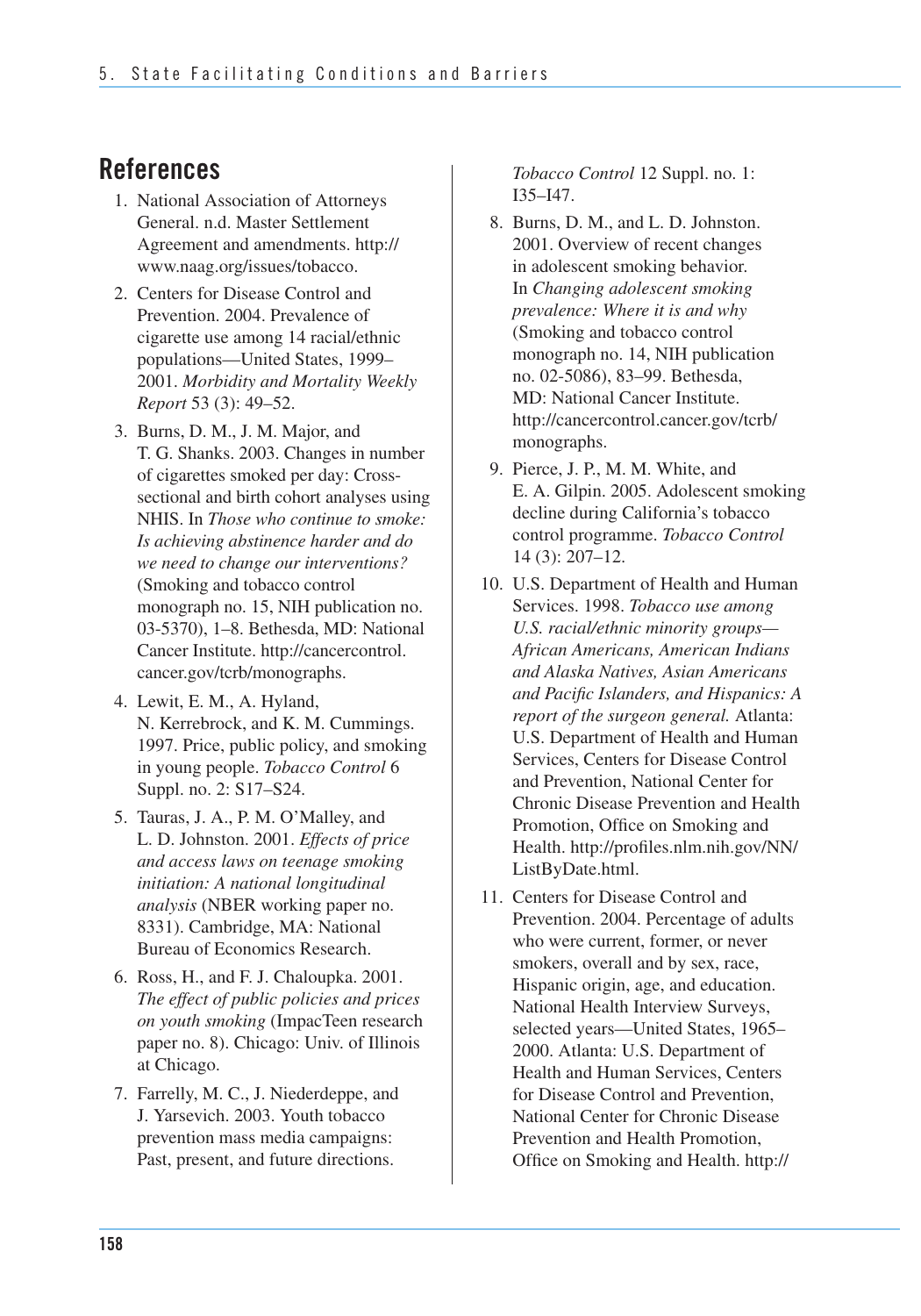## References

1. National Association of Attorneys General. n.d. Master Settlement Agreement and amendments. http://www.naag.org/issues/tobacco.
2. Centers for Disease Control and Prevention. 2004. Prevalence of cigarette use among 14 racial/ethnic populations—United States, 1999–2001. *Morbidity and Mortality Weekly Report* 53 (3): 49–52.
3. Burns, D. M., J. M. Major, and T. G. Shanks. 2003. Changes in number of cigarettes smoked per day: Cross-sectional and birth cohort analyses using NHIS. In *Those who continue to smoke: Is achieving abstinence harder and do we need to change our interventions?* (Smoking and tobacco control monograph no. 15, NIH publication no. 03-5370), 1–8. Bethesda, MD: National Cancer Institute. http://cancercontrol.cancer.gov/tcrb/monographs.
4. Lewit, E. M., A. Hyland, N. Kerrebrock, and K. M. Cummings. 1997. Price, public policy, and smoking in young people. *Tobacco Control* 6 Suppl. no. 2: S17–S24.
5. Tauras, J. A., P. M. O'Malley, and L. D. Johnston. 2001. *Effects of price and access laws on teenage smoking initiation: A national longitudinal analysis* (NBER working paper no. 8331). Cambridge, MA: National Bureau of Economics Research.
6. Ross, H., and F. J. Chaloupka. 2001. *The effect of public policies and prices on youth smoking* (ImpacTeen research paper no. 8). Chicago: Univ. of Illinois at Chicago.
7. Farrelly, M. C., J. Niederdeppe, and J. Yarsevich. 2003. Youth tobacco prevention mass media campaigns: Past, present, and future directions. *Tobacco Control* 12 Suppl. no. 1: I35–I47.
8. Burns, D. M., and L. D. Johnston. 2001. Overview of recent changes in adolescent smoking behavior. In *Changing adolescent smoking prevalence: Where it is and why* (Smoking and tobacco control monograph no. 14, NIH publication no. 02-5086), 83–99. Bethesda, MD: National Cancer Institute. http://cancercontrol.cancer.gov/tcrb/monographs.
9. Pierce, J. P., M. M. White, and E. A. Gilpin. 2005. Adolescent smoking decline during California's tobacco control programme. *Tobacco Control* 14 (3): 207–12.
10. U.S. Department of Health and Human Services. 1998. *Tobacco use among U.S. racial/ethnic minority groups—African Americans, American Indians and Alaska Natives, Asian Americans and Pacific Islanders, and Hispanics: A report of the surgeon general.* Atlanta: U.S. Department of Health and Human Services, Centers for Disease Control and Prevention, National Center for Chronic Disease Prevention and Health Promotion, Office on Smoking and Health. http://profiles.nlm.nih.gov/NN/ListByDate.html.
11. Centers for Disease Control and Prevention. 2004. Percentage of adults who were current, former, or never smokers, overall and by sex, race, Hispanic origin, age, and education. National Health Interview Surveys, selected years—United States, 1965–2000. Atlanta: U.S. Department of Health and Human Services, Centers for Disease Control and Prevention, National Center for Chronic Disease Prevention and Health Promotion, Office on Smoking and Health. http://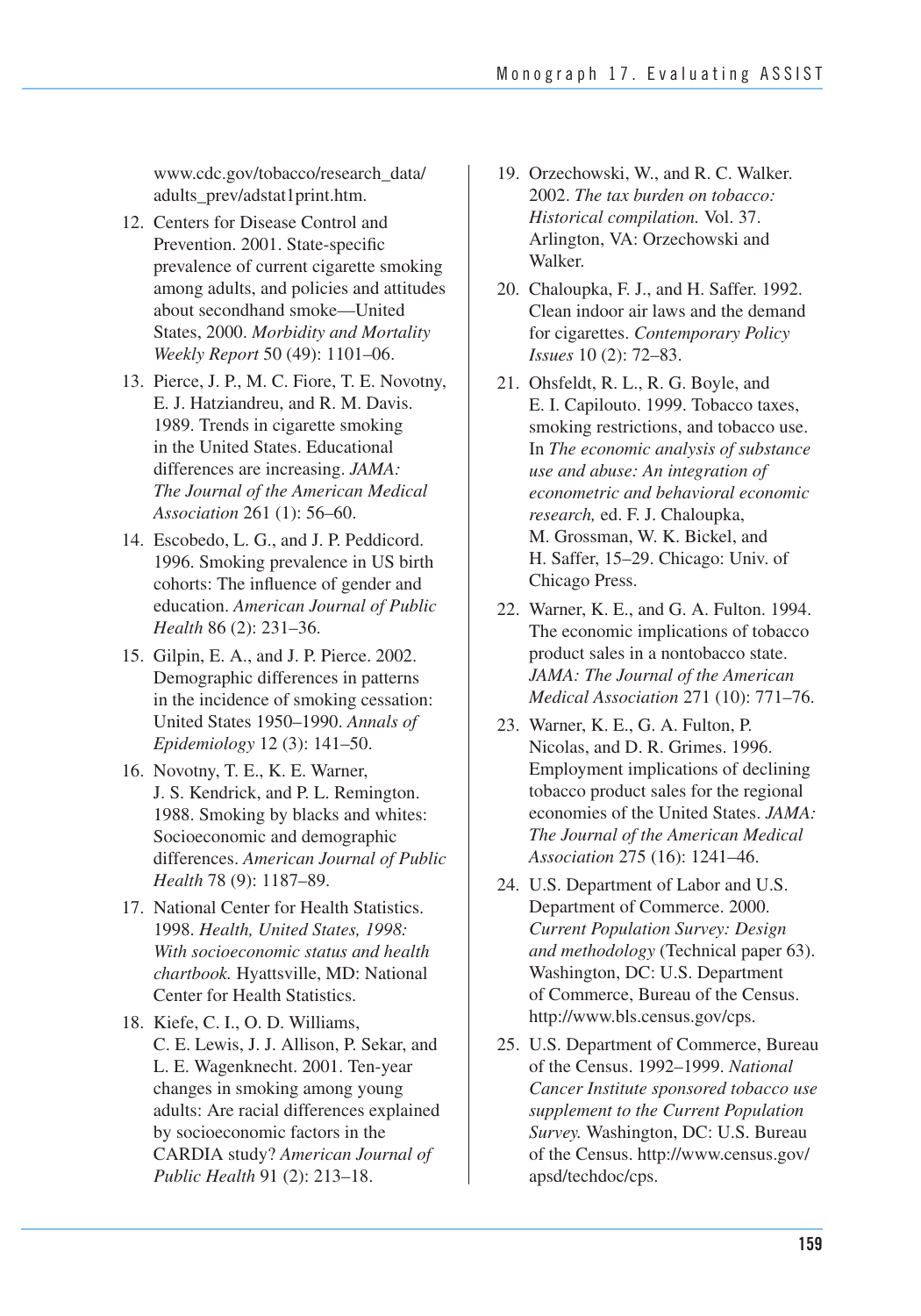www.cdc.gov/tobacco/research_data/adults_prev/adstat1print.htm.

12. Centers for Disease Control and Prevention. 2001. State-specific prevalence of current cigarette smoking among adults, and policies and attitudes about secondhand smoke—United States, 2000. *Morbidity and Mortality Weekly Report* 50 (49): 1101–06.
13. Pierce, J. P., M. C. Fiore, T. E. Novotny, E. J. Hatziandreu, and R. M. Davis. 1989. Trends in cigarette smoking in the United States. Educational differences are increasing. *JAMA: The Journal of the American Medical Association* 261 (1): 56–60.
14. Escobedo, L. G., and J. P. Peddicord. 1996. Smoking prevalence in US birth cohorts: The influence of gender and education. *American Journal of Public Health* 86 (2): 231–36.
15. Gilpin, E. A., and J. P. Pierce. 2002. Demographic differences in patterns in the incidence of smoking cessation: United States 1950–1990. *Annals of Epidemiology* 12 (3): 141–50.
16. Novotny, T. E., K. E. Warner, J. S. Kendrick, and P. L. Remington. 1988. Smoking by blacks and whites: Socioeconomic and demographic differences. *American Journal of Public Health* 78 (9): 1187–89.
17. National Center for Health Statistics. 1998. *Health, United States, 1998: With socioeconomic status and health chartbook.* Hyattsville, MD: National Center for Health Statistics.
18. Kiefe, C. I., O. D. Williams, C. E. Lewis, J. J. Allison, P. Sekar, and L. E. Wagenknecht. 2001. Ten-year changes in smoking among young adults: Are racial differences explained by socioeconomic factors in the CARDIA study? *American Journal of Public Health* 91 (2): 213–18.
19. Orzechowski, W., and R. C. Walker. 2002. *The tax burden on tobacco: Historical compilation.* Vol. 37. Arlington, VA: Orzechowski and Walker.
20. Chaloupka, F. J., and H. Saffer. 1992. Clean indoor air laws and the demand for cigarettes. *Contemporary Policy Issues* 10 (2): 72–83.
21. Ohsfeldt, R. L., R. G. Boyle, and E. I. Capilouto. 1999. Tobacco taxes, smoking restrictions, and tobacco use. In *The economic analysis of substance use and abuse: An integration of econometric and behavioral economic research,* ed. F. J. Chaloupka, M. Grossman, W. K. Bickel, and H. Saffer, 15–29. Chicago: Univ. of Chicago Press.
22. Warner, K. E., and G. A. Fulton. 1994. The economic implications of tobacco product sales in a nontobacco state. *JAMA: The Journal of the American Medical Association* 271 (10): 771–76.
23. Warner, K. E., G. A. Fulton, P. Nicolas, and D. R. Grimes. 1996. Employment implications of declining tobacco product sales for the regional economies of the United States. *JAMA: The Journal of the American Medical Association* 275 (16): 1241–46.
24. U.S. Department of Labor and U.S. Department of Commerce. 2000. *Current Population Survey: Design and methodology* (Technical paper 63). Washington, DC: U.S. Department of Commerce, Bureau of the Census. http://www.bls.census.gov/cps.
25. U.S. Department of Commerce, Bureau of the Census. 1992–1999. *National Cancer Institute sponsored tobacco use supplement to the Current Population Survey.* Washington, DC: U.S. Bureau of the Census. http://www.census.gov/apsd/techdoc/cps.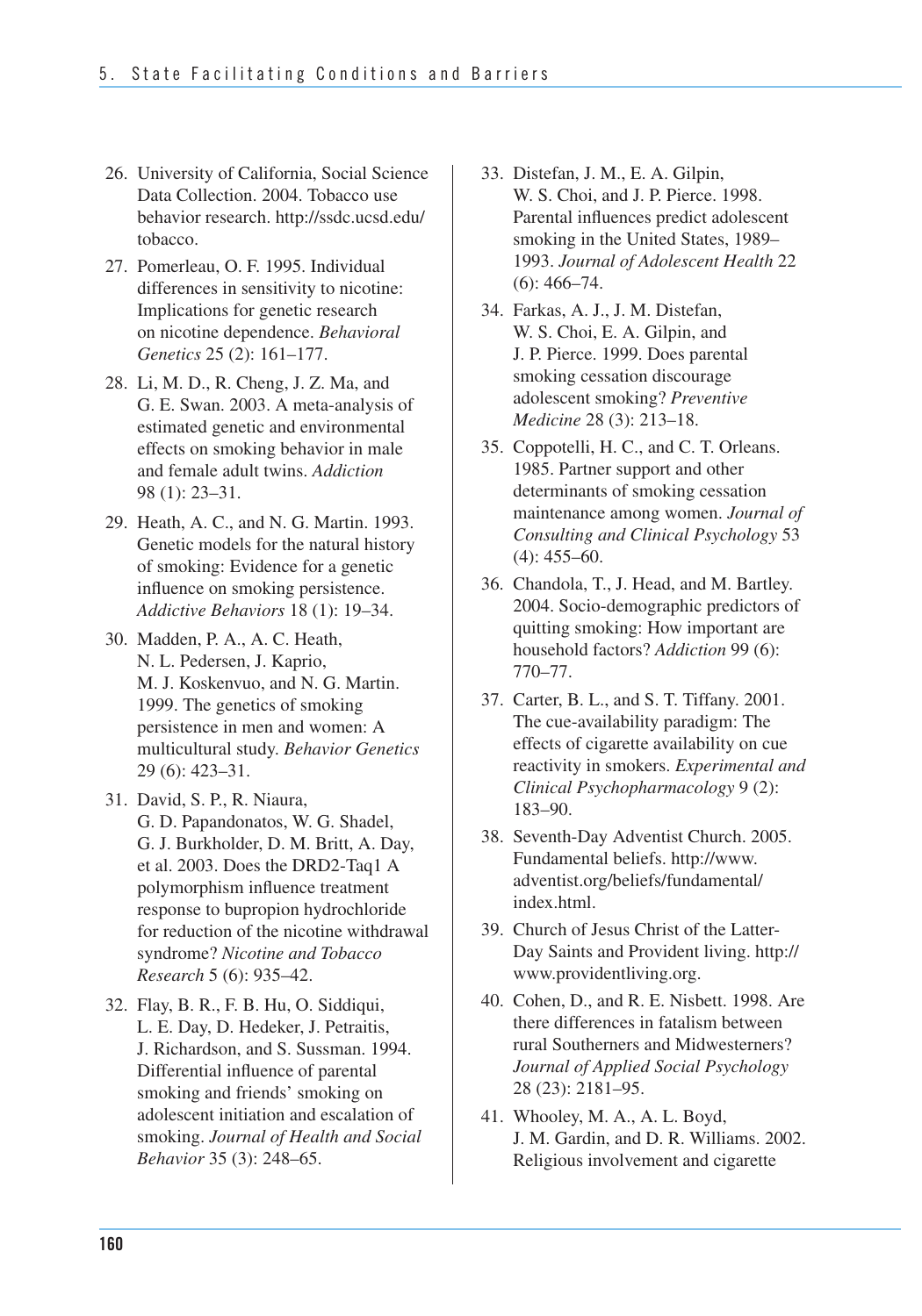26. University of California, Social Science Data Collection. 2004. Tobacco use behavior research. http://ssdc.ucsd.edu/tobacco.
27. Pomerleau, O. F. 1995. Individual differences in sensitivity to nicotine: Implications for genetic research on nicotine dependence. *Behavioral Genetics* 25 (2): 161–177.
28. Li, M. D., R. Cheng, J. Z. Ma, and G. E. Swan. 2003. A meta-analysis of estimated genetic and environmental effects on smoking behavior in male and female adult twins. *Addiction* 98 (1): 23–31.
29. Heath, A. C., and N. G. Martin. 1993. Genetic models for the natural history of smoking: Evidence for a genetic influence on smoking persistence. *Addictive Behaviors* 18 (1): 19–34.
30. Madden, P. A., A. C. Heath, N. L. Pedersen, J. Kaprio, M. J. Koskenvuo, and N. G. Martin. 1999. The genetics of smoking persistence in men and women: A multicultural study. *Behavior Genetics* 29 (6): 423–31.
31. David, S. P., R. Niaura, G. D. Papandonatos, W. G. Shadel, G. J. Burkholder, D. M. Britt, A. Day, et al. 2003. Does the DRD2-Taq1 A polymorphism influence treatment response to bupropion hydrochloride for reduction of the nicotine withdrawal syndrome? *Nicotine and Tobacco Research* 5 (6): 935–42.
32. Flay, B. R., F. B. Hu, O. Siddiqui, L. E. Day, D. Hedeker, J. Petraitis, J. Richardson, and S. Sussman. 1994. Differential influence of parental smoking and friends' smoking on adolescent initiation and escalation of smoking. *Journal of Health and Social Behavior* 35 (3): 248–65.
33. Distefan, J. M., E. A. Gilpin, W. S. Choi, and J. P. Pierce. 1998. Parental influences predict adolescent smoking in the United States, 1989–1993. *Journal of Adolescent Health* 22 (6): 466–74.
34. Farkas, A. J., J. M. Distefan, W. S. Choi, E. A. Gilpin, and J. P. Pierce. 1999. Does parental smoking cessation discourage adolescent smoking? *Preventive Medicine* 28 (3): 213–18.
35. Coppotelli, H. C., and C. T. Orleans. 1985. Partner support and other determinants of smoking cessation maintenance among women. *Journal of Consulting and Clinical Psychology* 53 (4): 455–60.
36. Chandola, T., J. Head, and M. Bartley. 2004. Socio-demographic predictors of quitting smoking: How important are household factors? *Addiction* 99 (6): 770–77.
37. Carter, B. L., and S. T. Tiffany. 2001. The cue-availability paradigm: The effects of cigarette availability on cue reactivity in smokers. *Experimental and Clinical Psychopharmacology* 9 (2): 183–90.
38. Seventh-Day Adventist Church. 2005. Fundamental beliefs. http://www.adventist.org/beliefs/fundamental/index.html.
39. Church of Jesus Christ of the Latter-Day Saints and Provident living. http://www.providentliving.org.
40. Cohen, D., and R. E. Nisbett. 1998. Are there differences in fatalism between rural Southerners and Midwesterners? *Journal of Applied Social Psychology* 28 (23): 2181–95.
41. Whooley, M. A., A. L. Boyd, J. M. Gardin, and D. R. Williams. 2002. Religious involvement and cigarette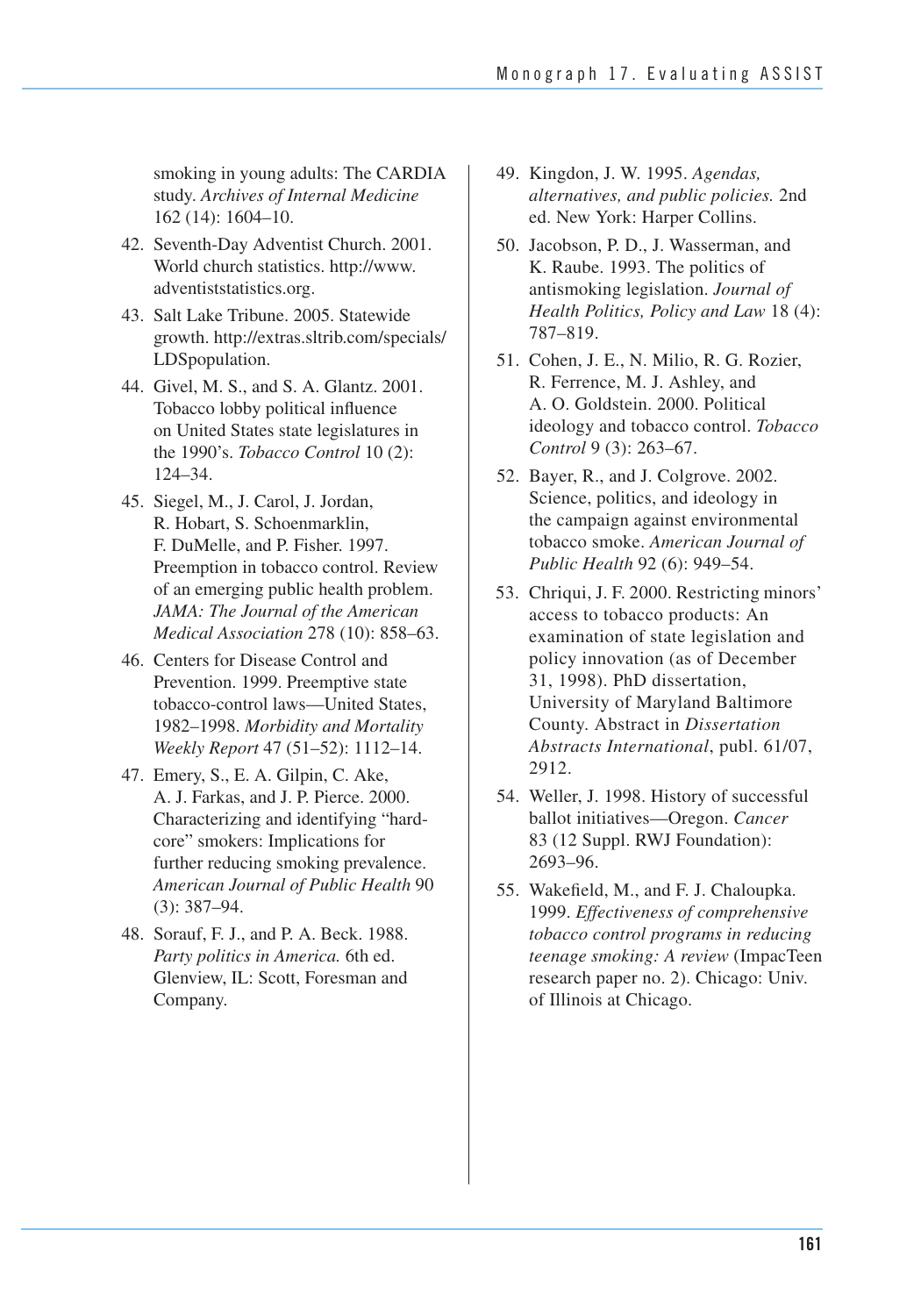smoking in young adults: The CARDIA study. *Archives of Internal Medicine* 162 (14): 1604–10.

42. Seventh-Day Adventist Church. 2001. World church statistics. http://www.adventiststatistics.org.
43. Salt Lake Tribune. 2005. Statewide growth. http://extras.sltrib.com/specials/LDSpopulation.
44. Givel, M. S., and S. A. Glantz. 2001. Tobacco lobby political influence on United States state legislatures in the 1990's. *Tobacco Control* 10 (2): 124–34.
45. Siegel, M., J. Carol, J. Jordan, R. Hobart, S. Schoenmarklin, F. DuMelle, and P. Fisher. 1997. Preemption in tobacco control. Review of an emerging public health problem. *JAMA: The Journal of the American Medical Association* 278 (10): 858–63.
46. Centers for Disease Control and Prevention. 1999. Preemptive state tobacco-control laws—United States, 1982–1998. *Morbidity and Mortality Weekly Report* 47 (51–52): 1112–14.
47. Emery, S., E. A. Gilpin, C. Ake, A. J. Farkas, and J. P. Pierce. 2000. Characterizing and identifying "hard-core" smokers: Implications for further reducing smoking prevalence. *American Journal of Public Health* 90 (3): 387–94.
48. Sorauf, F. J., and P. A. Beck. 1988. *Party politics in America.* 6th ed. Glenview, IL: Scott, Foresman and Company.
49. Kingdon, J. W. 1995. *Agendas, alternatives, and public policies.* 2nd ed. New York: Harper Collins.
50. Jacobson, P. D., J. Wasserman, and K. Raube. 1993. The politics of antismoking legislation. *Journal of Health Politics, Policy and Law* 18 (4): 787–819.
51. Cohen, J. E., N. Milio, R. G. Rozier, R. Ferrence, M. J. Ashley, and A. O. Goldstein. 2000. Political ideology and tobacco control. *Tobacco Control* 9 (3): 263–67.
52. Bayer, R., and J. Colgrove. 2002. Science, politics, and ideology in the campaign against environmental tobacco smoke. *American Journal of Public Health* 92 (6): 949–54.
53. Chriqui, J. F. 2000. Restricting minors' access to tobacco products: An examination of state legislation and policy innovation (as of December 31, 1998). PhD dissertation, University of Maryland Baltimore County. Abstract in *Dissertation Abstracts International*, publ. 61/07, 2912.
54. Weller, J. 1998. History of successful ballot initiatives—Oregon. *Cancer* 83 (12 Suppl. RWJ Foundation): 2693–96.
55. Wakefield, M., and F. J. Chaloupka. 1999. *Effectiveness of comprehensive tobacco control programs in reducing teenage smoking: A review* (ImpacTeen research paper no. 2). Chicago: Univ. of Illinois at Chicago.